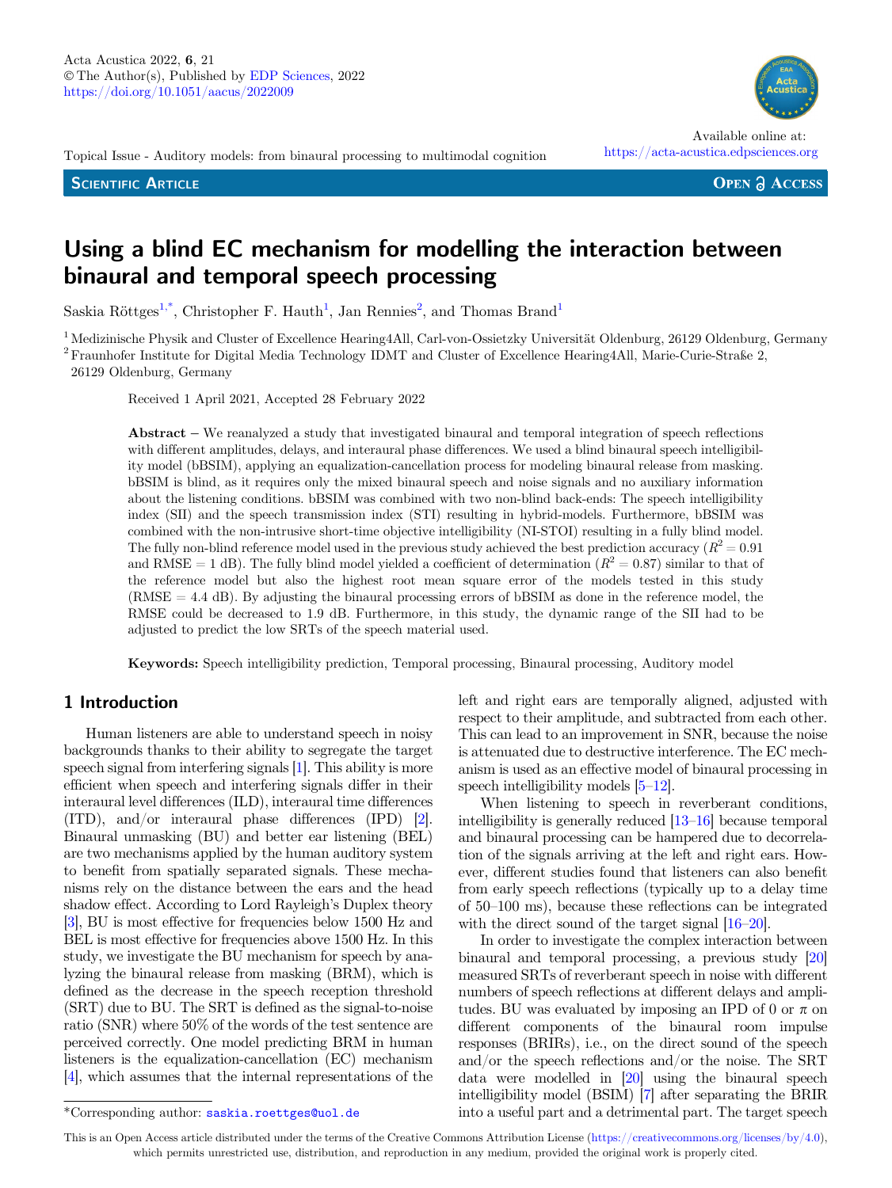Acta Acustica 2022, **6**, 21
© The Author(s), Published by EDP Sciences, 2022
https://doi.org/10.1051/aacus/2022009

Available online at:
https://acta-acustica.edpsciences.org

Topical Issue - Auditory models: from binaural processing to multimodal cognition

**Scientific Article** **Open Access**

# Using a blind EC mechanism for modelling the interaction between binaural and temporal speech processing

Saskia Röttges[1,*], Christopher F. Hauth[1], Jan Rennies[2], and Thomas Brand[1]

[1] Medizinische Physik and Cluster of Excellence Hearing4All, Carl-von-Ossietzky Universität Oldenburg, 26129 Oldenburg, Germany
[2] Fraunhofer Institute for Digital Media Technology IDMT and Cluster of Excellence Hearing4All, Marie-Curie-Straße 2, 26129 Oldenburg, Germany

Received 1 April 2021, Accepted 28 February 2022

**Abstract** – We reanalyzed a study that investigated binaural and temporal integration of speech reflections with different amplitudes, delays, and interaural phase differences. We used a blind binaural speech intelligibility model (bBSIM), applying an equalization-cancellation process for modeling binaural release from masking. bBSIM is blind, as it requires only the mixed binaural speech and noise signals and no auxiliary information about the listening conditions. bBSIM was combined with two non-blind back-ends: The speech intelligibility index (SII) and the speech transmission index (STI) resulting in hybrid-models. Furthermore, bBSIM was combined with the non-intrusive short-time objective intelligibility (NI-STOI) resulting in a fully blind model. The fully non-blind reference model used in the previous study achieved the best prediction accuracy ($R^2 = 0.91$ and RMSE = 1 dB). The fully blind model yielded a coefficient of determination ($R^2 = 0.87$) similar to that of the reference model but also the highest root mean square error of the models tested in this study (RMSE = 4.4 dB). By adjusting the binaural processing errors of bBSIM as done in the reference model, the RMSE could be decreased to 1.9 dB. Furthermore, in this study, the dynamic range of the SII had to be adjusted to predict the low SRTs of the speech material used.

**Keywords:** Speech intelligibility prediction, Temporal processing, Binaural processing, Auditory model

## 1 Introduction

Human listeners are able to understand speech in noisy backgrounds thanks to their ability to segregate the target speech signal from interfering signals [1]. This ability is more efficient when speech and interfering signals differ in their interaural level differences (ILD), interaural time differences (ITD), and/or interaural phase differences (IPD) [2]. Binaural unmasking (BU) and better ear listening (BEL) are two mechanisms applied by the human auditory system to benefit from spatially separated signals. These mechanisms rely on the distance between the ears and the head shadow effect. According to Lord Rayleigh's Duplex theory [3], BU is most effective for frequencies below 1500 Hz and BEL is most effective for frequencies above 1500 Hz. In this study, we investigate the BU mechanism for speech by analyzing the binaural release from masking (BRM), which is defined as the decrease in the speech reception threshold (SRT) due to BU. The SRT is defined as the signal-to-noise ratio (SNR) where 50% of the words of the test sentence are perceived correctly. One model predicting BRM in human listeners is the equalization-cancellation (EC) mechanism [4], which assumes that the internal representations of the left and right ears are temporally aligned, adjusted with respect to their amplitude, and subtracted from each other. This can lead to an improvement in SNR, because the noise is attenuated due to destructive interference. The EC mechanism is used as an effective model of binaural processing in speech intelligibility models [5–12].

When listening to speech in reverberant conditions, intelligibility is generally reduced [13–16] because temporal and binaural processing can be hampered due to decorrelation of the signals arriving at the left and right ears. However, different studies found that listeners can also benefit from early speech reflections (typically up to a delay time of 50–100 ms), because these reflections can be integrated with the direct sound of the target signal [16–20].

In order to investigate the complex interaction between binaural and temporal processing, a previous study [20] measured SRTs of reverberant speech in noise with different numbers of speech reflections at different delays and amplitudes. BU was evaluated by imposing an IPD of 0 or π on different components of the binaural room impulse responses (BRIRs), i.e., on the direct sound of the speech and/or the speech reflections and/or the noise. The SRT data were modelled in [20] using the binaural speech intelligibility model (BSIM) [7] after separating the BRIR into a useful part and a detrimental part. The target speech

*Corresponding author: saskia.roettges@uol.de

This is an Open Access article distributed under the terms of the Creative Commons Attribution License (https://creativecommons.org/licenses/by/4.0), which permits unrestricted use, distribution, and reproduction in any medium, provided the original work is properly cited.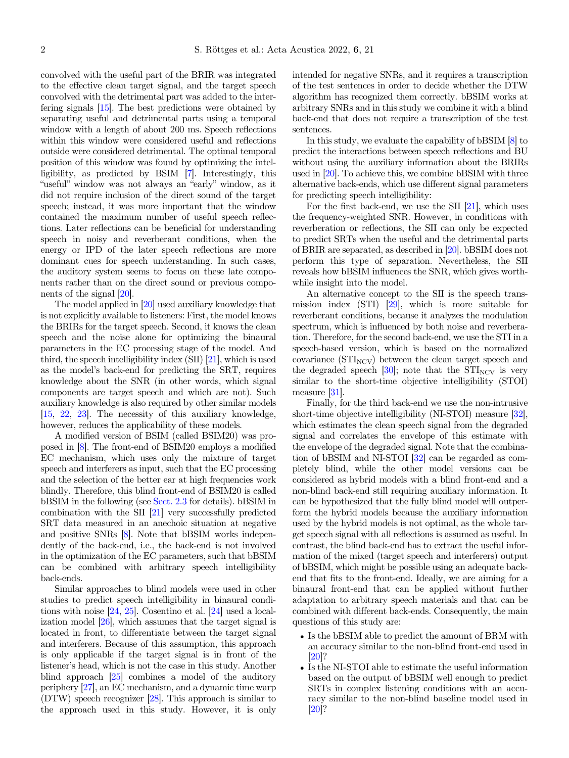convolved with the useful part of the BRIR was integrated to the effective clean target signal, and the target speech convolved with the detrimental part was added to the interfering signals [15]. The best predictions were obtained by separating useful and detrimental parts using a temporal window with a length of about 200 ms. Speech reflections within this window were considered useful and reflections outside were considered detrimental. The optimal temporal position of this window was found by optimizing the intelligibility, as predicted by BSIM [7]. Interestingly, this "useful" window was not always an "early" window, as it did not require inclusion of the direct sound of the target speech; instead, it was more important that the window contained the maximum number of useful speech reflections. Later reflections can be beneficial for understanding speech in noisy and reverberant conditions, when the energy or IPD of the later speech reflections are more dominant cues for speech understanding. In such cases, the auditory system seems to focus on these late components rather than on the direct sound or previous components of the signal [20].

The model applied in [20] used auxiliary knowledge that is not explicitly available to listeners: First, the model knows the BRIRs for the target speech. Second, it knows the clean speech and the noise alone for optimizing the binaural parameters in the EC processing stage of the model. And third, the speech intelligibility index (SII) [21], which is used as the model's back-end for predicting the SRT, requires knowledge about the SNR (in other words, which signal components are target speech and which are not). Such auxiliary knowledge is also required by other similar models [15, 22, 23]. The necessity of this auxiliary knowledge, however, reduces the applicability of these models.

A modified version of BSIM (called BSIM20) was proposed in [8]. The front-end of BSIM20 employs a modified EC mechanism, which uses only the mixture of target speech and interferers as input, such that the EC processing and the selection of the better ear at high frequencies work blindly. Therefore, this blind front-end of BSIM20 is called bBSIM in the following (see Sect. 2.3 for details). bBSIM in combination with the SII [21] very successfully predicted SRT data measured in an anechoic situation at negative and positive SNRs [8]. Note that bBSIM works independently of the back-end, i.e., the back-end is not involved in the optimization of the EC parameters, such that bBSIM can be combined with arbitrary speech intelligibility back-ends.

Similar approaches to blind models were used in other studies to predict speech intelligibility in binaural conditions with noise [24, 25]. Cosentino et al. [24] used a localization model [26], which assumes that the target signal is located in front, to differentiate between the target signal and interferers. Because of this assumption, this approach is only applicable if the target signal is in front of the listener's head, which is not the case in this study. Another blind approach [25] combines a model of the auditory periphery [27], an EC mechanism, and a dynamic time warp (DTW) speech recognizer [28]. This approach is similar to the approach used in this study. However, it is only intended for negative SNRs, and it requires a transcription of the test sentences in order to decide whether the DTW algorithm has recognized them correctly. bBSIM works at arbitrary SNRs and in this study we combine it with a blind back-end that does not require a transcription of the test sentences.

In this study, we evaluate the capability of bBSIM [8] to predict the interactions between speech reflections and BU without using the auxiliary information about the BRIRs used in [20]. To achieve this, we combine bBSIM with three alternative back-ends, which use different signal parameters for predicting speech intelligibility:

For the first back-end, we use the SII [21], which uses the frequency-weighted SNR. However, in conditions with reverberation or reflections, the SII can only be expected to predict SRTs when the useful and the detrimental parts of BRIR are separated, as described in [20]. bBSIM does not perform this type of separation. Nevertheless, the SII reveals how bBSIM influences the SNR, which gives worthwhile insight into the model.

An alternative concept to the SII is the speech transmission index (STI) [29], which is more suitable for reverberant conditions, because it analyzes the modulation spectrum, which is influenced by both noise and reverberation. Therefore, for the second back-end, we use the STI in a speech-based version, which is based on the normalized covariance ($STI_{NCV}$) between the clean target speech and the degraded speech [30]; note that the $STI_{NCV}$ is very similar to the short-time objective intelligibility (STOI) measure [31].

Finally, for the third back-end we use the non-intrusive short-time objective intelligibility (NI-STOI) measure [32], which estimates the clean speech signal from the degraded signal and correlates the envelope of this estimate with the envelope of the degraded signal. Note that the combination of bBSIM and NI-STOI [32] can be regarded as completely blind, while the other model versions can be considered as hybrid models with a blind front-end and a non-blind back-end still requiring auxiliary information. It can be hypothesized that the fully blind model will outperform the hybrid models because the auxiliary information used by the hybrid models is not optimal, as the whole target speech signal with all reflections is assumed as useful. In contrast, the blind back-end has to extract the useful information of the mixed (target speech and interferers) output of bBSIM, which might be possible using an adequate back-end that fits to the front-end. Ideally, we are aiming for a binaural front-end that can be applied without further adaptation to arbitrary speech materials and that can be combined with different back-ends. Consequently, the main questions of this study are:

- Is the bBSIM able to predict the amount of BRM with an accuracy similar to the non-blind front-end used in [20]?
- Is the NI-STOI able to estimate the useful information based on the output of bBSIM well enough to predict SRTs in complex listening conditions with an accuracy similar to the non-blind baseline model used in [20]?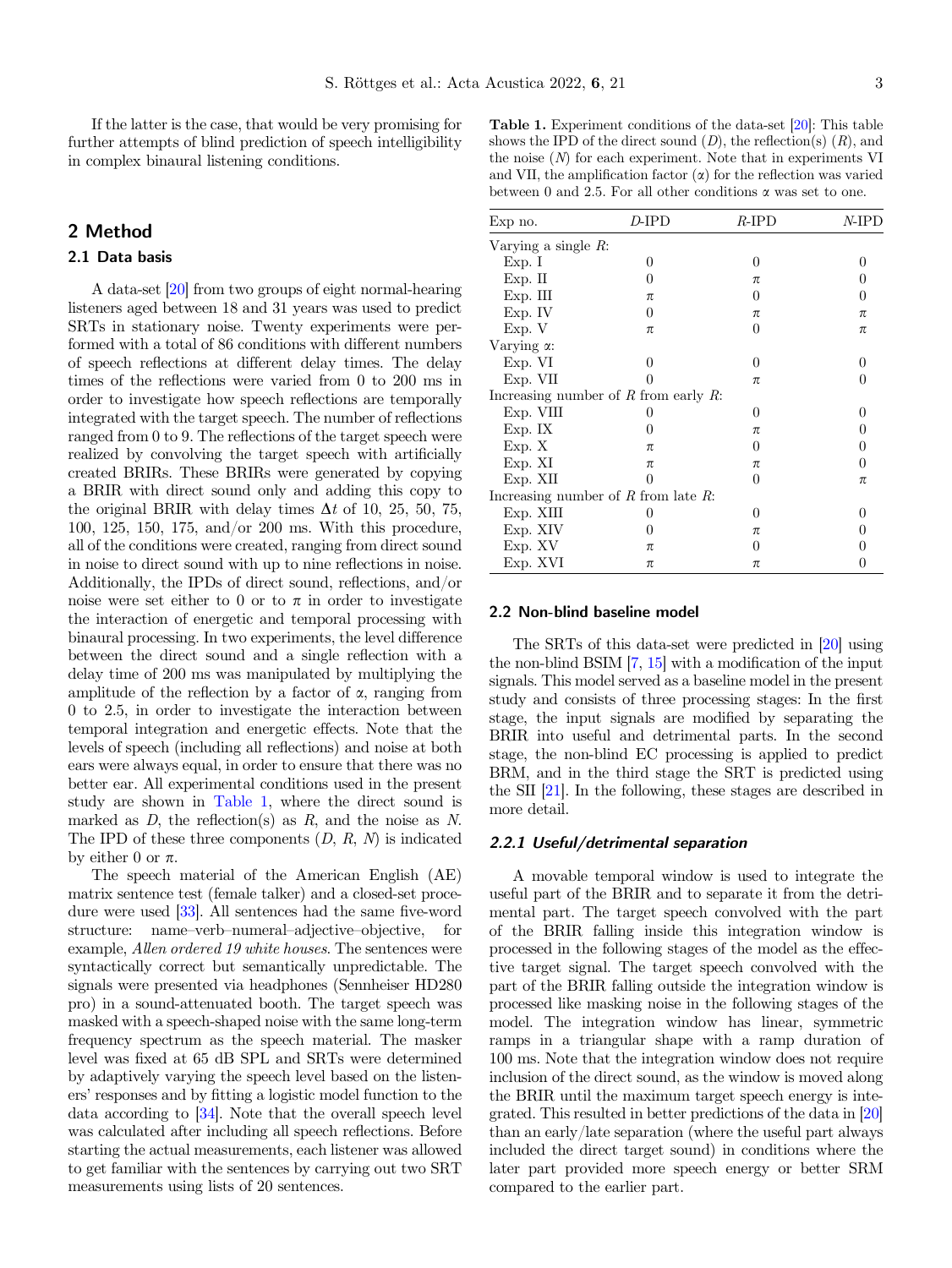If the latter is the case, that would be very promising for further attempts of blind prediction of speech intelligibility in complex binaural listening conditions.

## 2 Method

### 2.1 Data basis

A data-set [20] from two groups of eight normal-hearing listeners aged between 18 and 31 years was used to predict SRTs in stationary noise. Twenty experiments were performed with a total of 86 conditions with different numbers of speech reflections at different delay times. The delay times of the reflections were varied from 0 to 200 ms in order to investigate how speech reflections are temporally integrated with the target speech. The number of reflections ranged from 0 to 9. The reflections of the target speech were realized by convolving the target speech with artificially created BRIRs. These BRIRs were generated by copying a BRIR with direct sound only and adding this copy to the original BRIR with delay times $\Delta t$ of 10, 25, 50, 75, 100, 125, 150, 175, and/or 200 ms. With this procedure, all of the conditions were created, ranging from direct sound in noise to direct sound with up to nine reflections in noise. Additionally, the IPDs of direct sound, reflections, and/or noise were set either to 0 or to $\pi$ in order to investigate the interaction of energetic and temporal processing with binaural processing. In two experiments, the level difference between the direct sound and a single reflection with a delay time of 200 ms was manipulated by multiplying the amplitude of the reflection by a factor of $\alpha$, ranging from 0 to 2.5, in order to investigate the interaction between temporal integration and energetic effects. Note that the levels of speech (including all reflections) and noise at both ears were always equal, in order to ensure that there was no better ear. All experimental conditions used in the present study are shown in Table 1, where the direct sound is marked as *D*, the reflection(s) as *R*, and the noise as *N*. The IPD of these three components (*D*, *R*, *N*) is indicated by either 0 or $\pi$.

The speech material of the American English (AE) matrix sentence test (female talker) and a closed-set procedure were used [33]. All sentences had the same five-word structure: name–verb–numeral–adjective–objective, for example, *Allen ordered 19 white houses*. The sentences were syntactically correct but semantically unpredictable. The signals were presented via headphones (Sennheiser HD280 pro) in a sound-attenuated booth. The target speech was masked with a speech-shaped noise with the same long-term frequency spectrum as the speech material. The masker level was fixed at 65 dB SPL and SRTs were determined by adaptively varying the speech level based on the listeners' responses and by fitting a logistic model function to the data according to [34]. Note that the overall speech level was calculated after including all speech reflections. Before starting the actual measurements, each listener was allowed to get familiar with the sentences by carrying out two SRT measurements using lists of 20 sentences.

**Table 1.** Experiment conditions of the data-set [20]: This table shows the IPD of the direct sound (*D*), the reflection(s) (*R*), and the noise (*N*) for each experiment. Note that in experiments VI and VII, the amplification factor ($\alpha$) for the reflection was varied between 0 and 2.5. For all other conditions $\alpha$ was set to one.

| Exp no. | *D*-IPD | *R*-IPD | *N*-IPD |
|---|---|---|---|
| Varying a single *R*: | | | |
| Exp. I | 0 | 0 | 0 |
| Exp. II | 0 | $\pi$ | 0 |
| Exp. III | $\pi$ | 0 | 0 |
| Exp. IV | 0 | $\pi$ | $\pi$ |
| Exp. V | $\pi$ | 0 | $\pi$ |
| Varying $\alpha$: | | | |
| Exp. VI | 0 | 0 | 0 |
| Exp. VII | 0 | $\pi$ | 0 |
| Increasing number of *R* from early *R*: | | | |
| Exp. VIII | 0 | 0 | 0 |
| Exp. IX | 0 | $\pi$ | 0 |
| Exp. X | $\pi$ | 0 | 0 |
| Exp. XI | $\pi$ | $\pi$ | 0 |
| Exp. XII | 0 | 0 | $\pi$ |
| Increasing number of *R* from late *R*: | | | |
| Exp. XIII | 0 | 0 | 0 |
| Exp. XIV | 0 | $\pi$ | 0 |
| Exp. XV | $\pi$ | 0 | 0 |
| Exp. XVI | $\pi$ | $\pi$ | 0 |

### 2.2 Non-blind baseline model

The SRTs of this data-set were predicted in [20] using the non-blind BSIM [7, 15] with a modification of the input signals. This model served as a baseline model in the present study and consists of three processing stages: In the first stage, the input signals are modified by separating the BRIR into useful and detrimental parts. In the second stage, the non-blind EC processing is applied to predict BRM, and in the third stage the SRT is predicted using the SII [21]. In the following, these stages are described in more detail.

#### 2.2.1 Useful/detrimental separation

A movable temporal window is used to integrate the useful part of the BRIR and to separate it from the detrimental part. The target speech convolved with the part of the BRIR falling inside this integration window is processed in the following stages of the model as the effective target signal. The target speech convolved with the part of the BRIR falling outside the integration window is processed like masking noise in the following stages of the model. The integration window has linear, symmetric ramps in a triangular shape with a ramp duration of 100 ms. Note that the integration window does not require inclusion of the direct sound, as the window is moved along the BRIR until the maximum target speech energy is integrated. This resulted in better predictions of the data in [20] than an early/late separation (where the useful part always included the direct target sound) in conditions where the later part provided more speech energy or better SRM compared to the earlier part.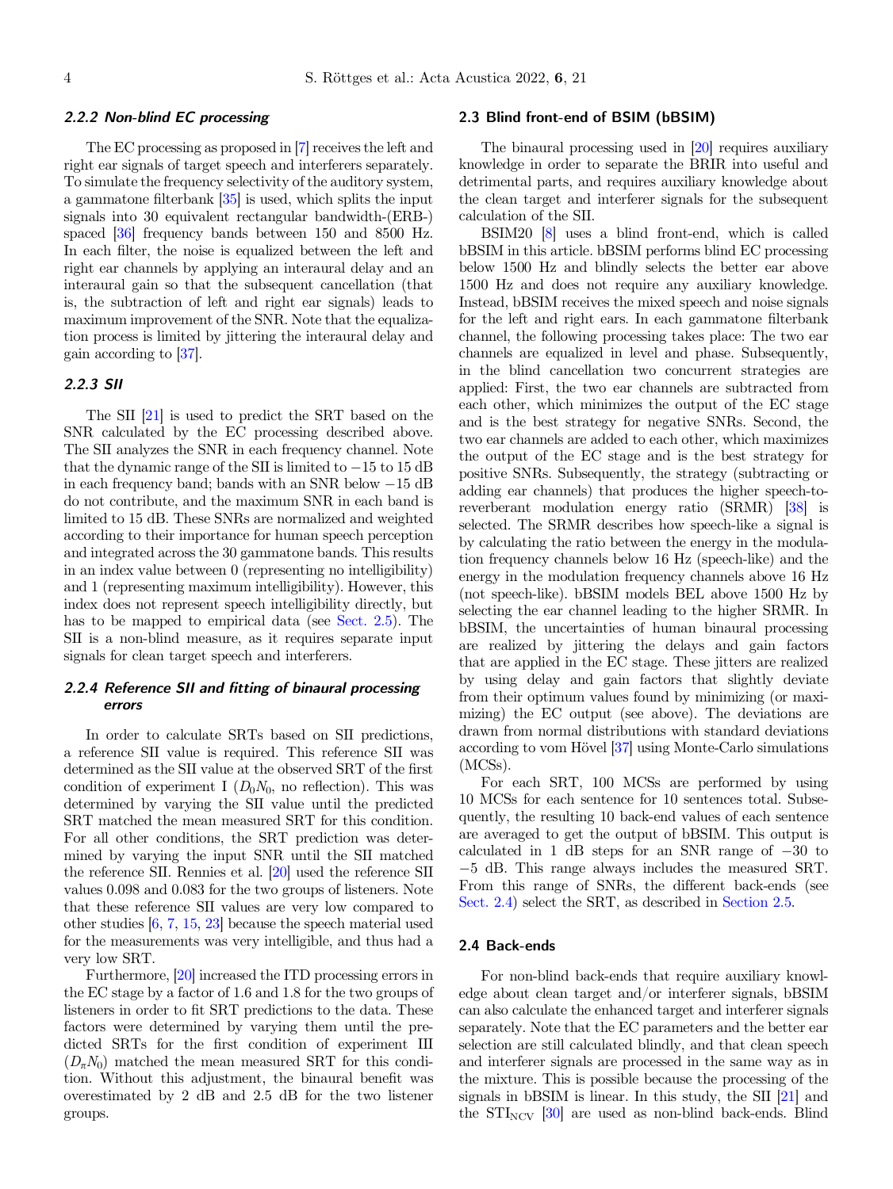#### 2.2.2 Non-blind EC processing

The EC processing as proposed in [7] receives the left and right ear signals of target speech and interferers separately. To simulate the frequency selectivity of the auditory system, a gammatone filterbank [35] is used, which splits the input signals into 30 equivalent rectangular bandwidth-(ERB-) spaced [36] frequency bands between 150 and 8500 Hz. In each filter, the noise is equalized between the left and right ear channels by applying an interaural delay and an interaural gain so that the subsequent cancellation (that is, the subtraction of left and right ear signals) leads to maximum improvement of the SNR. Note that the equalization process is limited by jittering the interaural delay and gain according to [37].

#### 2.2.3 SII

The SII [21] is used to predict the SRT based on the SNR calculated by the EC processing described above. The SII analyzes the SNR in each frequency channel. Note that the dynamic range of the SII is limited to −15 to 15 dB in each frequency band; bands with an SNR below −15 dB do not contribute, and the maximum SNR in each band is limited to 15 dB. These SNRs are normalized and weighted according to their importance for human speech perception and integrated across the 30 gammatone bands. This results in an index value between 0 (representing no intelligibility) and 1 (representing maximum intelligibility). However, this index does not represent speech intelligibility directly, but has to be mapped to empirical data (see Sect. 2.5). The SII is a non-blind measure, as it requires separate input signals for clean target speech and interferers.

#### 2.2.4 Reference SII and fitting of binaural processing errors

In order to calculate SRTs based on SII predictions, a reference SII value is required. This reference SII was determined as the SII value at the observed SRT of the first condition of experiment I ($D_0N_0$, no reflection). This was determined by varying the SII value until the predicted SRT matched the mean measured SRT for this condition. For all other conditions, the SRT prediction was determined by varying the input SNR until the SII matched the reference SII. Rennies et al. [20] used the reference SII values 0.098 and 0.083 for the two groups of listeners. Note that these reference SII values are very low compared to other studies [6, 7, 15, 23] because the speech material used for the measurements was very intelligible, and thus had a very low SRT.

Furthermore, [20] increased the ITD processing errors in the EC stage by a factor of 1.6 and 1.8 for the two groups of listeners in order to fit SRT predictions to the data. These factors were determined by varying them until the predicted SRTs for the first condition of experiment III ($D_\pi N_0$) matched the mean measured SRT for this condition. Without this adjustment, the binaural benefit was overestimated by 2 dB and 2.5 dB for the two listener groups.

### 2.3 Blind front-end of BSIM (bBSIM)

The binaural processing used in [20] requires auxiliary knowledge in order to separate the BRIR into useful and detrimental parts, and requires auxiliary knowledge about the clean target and interferer signals for the subsequent calculation of the SII.

BSIM20 [8] uses a blind front-end, which is called bBSIM in this article. bBSIM performs blind EC processing below 1500 Hz and blindly selects the better ear above 1500 Hz and does not require any auxiliary knowledge. Instead, bBSIM receives the mixed speech and noise signals for the left and right ears. In each gammatone filterbank channel, the following processing takes place: The two ear channels are equalized in level and phase. Subsequently, in the blind cancellation two concurrent strategies are applied: First, the two ear channels are subtracted from each other, which minimizes the output of the EC stage and is the best strategy for negative SNRs. Second, the two ear channels are added to each other, which maximizes the output of the EC stage and is the best strategy for positive SNRs. Subsequently, the strategy (subtracting or adding ear channels) that produces the higher speech-to-reverberant modulation energy ratio (SRMR) [38] is selected. The SRMR describes how speech-like a signal is by calculating the ratio between the energy in the modulation frequency channels below 16 Hz (speech-like) and the energy in the modulation frequency channels above 16 Hz (not speech-like). bBSIM models BEL above 1500 Hz by selecting the ear channel leading to the higher SRMR. In bBSIM, the uncertainties of human binaural processing are realized by jittering the delays and gain factors that are applied in the EC stage. These jitters are realized by using delay and gain factors that slightly deviate from their optimum values found by minimizing (or maximizing) the EC output (see above). The deviations are drawn from normal distributions with standard deviations according to vom Hövel [37] using Monte-Carlo simulations (MCSs).

For each SRT, 100 MCSs are performed by using 10 MCSs for each sentence for 10 sentences total. Subsequently, the resulting 10 back-end values of each sentence are averaged to get the output of bBSIM. This output is calculated in 1 dB steps for an SNR range of −30 to −5 dB. This range always includes the measured SRT. From this range of SNRs, the different back-ends (see Sect. 2.4) select the SRT, as described in Section 2.5.

### 2.4 Back-ends

For non-blind back-ends that require auxiliary knowledge about clean target and/or interferer signals, bBSIM can also calculate the enhanced target and interferer signals separately. Note that the EC parameters and the better ear selection are still calculated blindly, and that clean speech and interferer signals are processed in the same way as in the mixture. This is possible because the processing of the signals in bBSIM is linear. In this study, the SII [21] and the $\text{STI}_{\text{NCV}}$ [30] are used as non-blind back-ends. Blind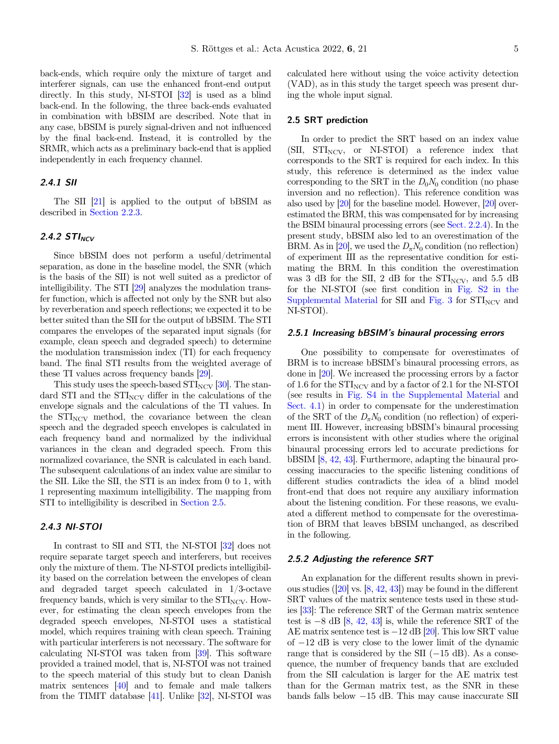back-ends, which require only the mixture of target and interferer signals, can use the enhanced front-end output directly. In this study, NI-STOI [32] is used as a blind back-end. In the following, the three back-ends evaluated in combination with bBSIM are described. Note that in any case, bBSIM is purely signal-driven and not influenced by the final back-end. Instead, it is controlled by the SRMR, which acts as a preliminary back-end that is applied independently in each frequency channel.

### 2.4.1 SII

The SII [21] is applied to the output of bBSIM as described in Section 2.2.3.

### 2.4.2 $STI_{NCV}$

Since bBSIM does not perform a useful/detrimental separation, as done in the baseline model, the SNR (which is the basis of the SII) is not well suited as a predictor of intelligibility. The STI [29] analyzes the modulation transfer function, which is affected not only by the SNR but also by reverberation and speech reflections; we expected it to be better suited than the SII for the output of bBSIM. The STI compares the envelopes of the separated input signals (for example, clean speech and degraded speech) to determine the modulation transmission index (TI) for each frequency band. The final STI results from the weighted average of these TI values across frequency bands [29].

This study uses the speech-based $STI_{NCV}$ [30]. The standard STI and the $STI_{NCV}$ differ in the calculations of the envelope signals and the calculations of the TI values. In the $STI_{NCV}$ method, the covariance between the clean speech and the degraded speech envelopes is calculated in each frequency band and normalized by the individual variances in the clean and degraded speech. From this normalized covariance, the SNR is calculated in each band. The subsequent calculations of an index value are similar to the SII. Like the SII, the STI is an index from 0 to 1, with 1 representing maximum intelligibility. The mapping from STI to intelligibility is described in Section 2.5.

### 2.4.3 NI-STOI

In contrast to SII and STI, the NI-STOI [32] does not require separate target speech and interferers, but receives only the mixture of them. The NI-STOI predicts intelligibility based on the correlation between the envelopes of clean and degraded target speech calculated in 1/3-octave frequency bands, which is very similar to the $STI_{NCV}$. However, for estimating the clean speech envelopes from the degraded speech envelopes, NI-STOI uses a statistical model, which requires training with clean speech. Training with particular interferers is not necessary. The software for calculating NI-STOI was taken from [39]. This software provided a trained model, that is, NI-STOI was not trained to the speech material of this study but to clean Danish matrix sentences [40] and to female and male talkers from the TIMIT database [41]. Unlike [32], NI-STOI was calculated here without using the voice activity detection (VAD), as in this study the target speech was present during the whole input signal.

## 2.5 SRT prediction

In order to predict the SRT based on an index value (SII, $STI_{NCV}$, or NI-STOI) a reference index that corresponds to the SRT is required for each index. In this study, this reference is determined as the index value corresponding to the SRT in the $D_0N_0$ condition (no phase inversion and no reflection). This reference condition was also used by [20] for the baseline model. However, [20] overestimated the BRM, this was compensated for by increasing the BSIM binaural processing errors (see Sect. 2.2.4). In the present study, bBSIM also led to an overestimation of the BRM. As in [20], we used the $D_\pi N_0$ condition (no reflection) of experiment III as the representative condition for estimating the BRM. In this condition the overestimation was 3 dB for the SII, 2 dB for the $STI_{NCV}$, and 5.5 dB for the NI-STOI (see first condition in Fig. S2 in the Supplemental Material for SII and Fig. 3 for $STI_{NCV}$ and NI-STOI).

### 2.5.1 Increasing bBSIM's binaural processing errors

One possibility to compensate for overestimates of BRM is to increase bBSIM's binaural processing errors, as done in [20]. We increased the processing errors by a factor of 1.6 for the $STI_{NCV}$ and by a factor of 2.1 for the NI-STOI (see results in Fig. S4 in the Supplemental Material and Sect. 4.1) in order to compensate for the underestimation of the SRT of the $D_\pi N_0$ condition (no reflection) of experiment III. However, increasing bBSIM's binaural processing errors is inconsistent with other studies where the original binaural processing errors led to accurate predictions for bBSIM [8, 42, 43]. Furthermore, adapting the binaural processing inaccuracies to the specific listening conditions of different studies contradicts the idea of a blind model front-end that does not require any auxiliary information about the listening condition. For these reasons, we evaluated a different method to compensate for the overestimation of BRM that leaves bBSIM unchanged, as described in the following.

### 2.5.2 Adjusting the reference SRT

An explanation for the different results shown in previous studies ([20] vs. [8, 42, 43]) may be found in the different SRT values of the matrix sentence tests used in these studies [33]: The reference SRT of the German matrix sentence test is −8 dB [8, 42, 43] is, while the reference SRT of the AE matrix sentence test is −12 dB [20]. This low SRT value of −12 dB is very close to the lower limit of the dynamic range that is considered by the SII (−15 dB). As a consequence, the number of frequency bands that are excluded from the SII calculation is larger for the AE matrix test than for the German matrix test, as the SNR in these bands falls below −15 dB. This may cause inaccurate SII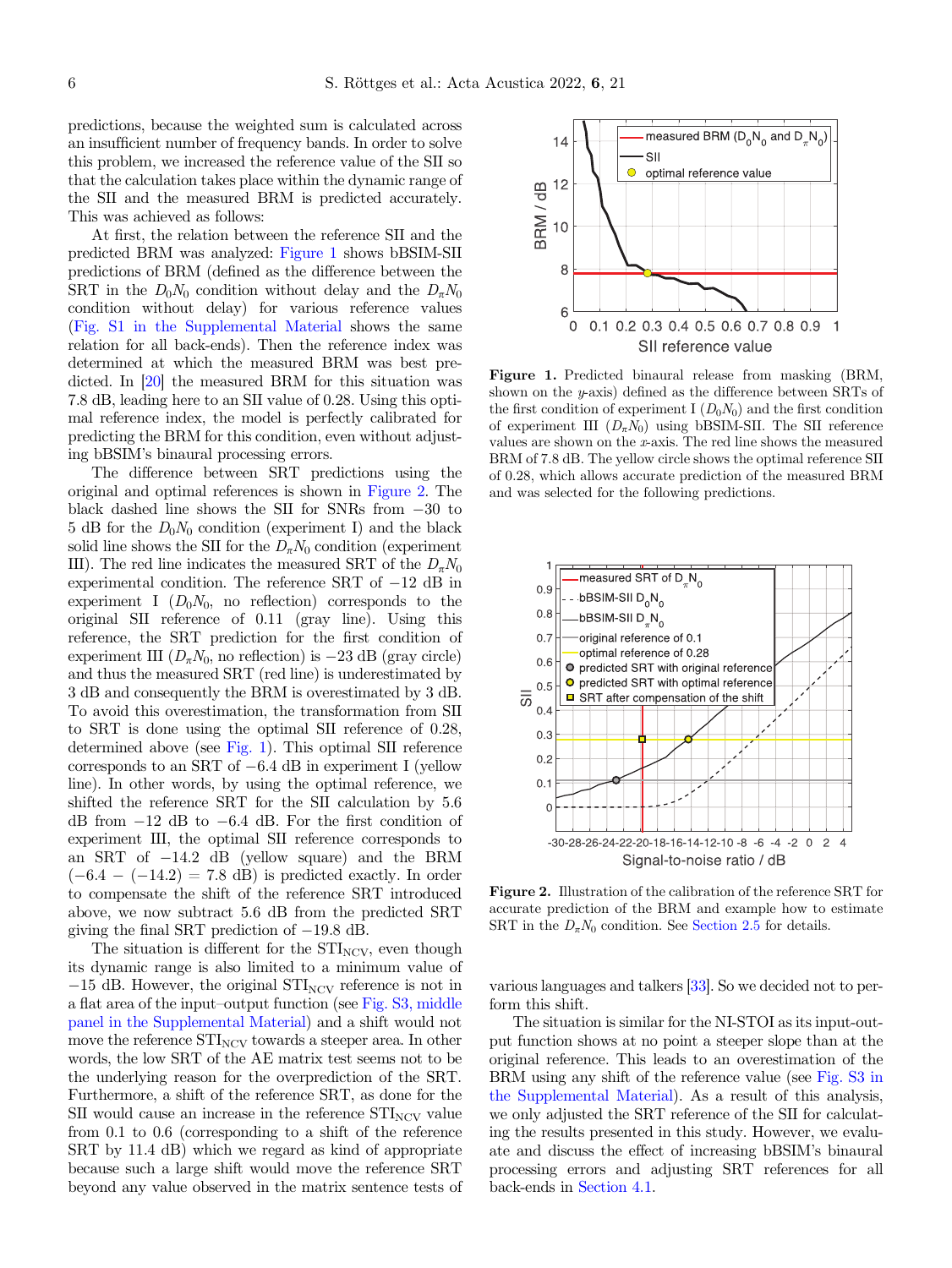predictions, because the weighted sum is calculated across an insufficient number of frequency bands. In order to solve this problem, we increased the reference value of the SII so that the calculation takes place within the dynamic range of the SII and the measured BRM is predicted accurately. This was achieved as follows:

At first, the relation between the reference SII and the predicted BRM was analyzed: Figure 1 shows bBSIM-SII predictions of BRM (defined as the difference between the SRT in the $D_0N_0$ condition without delay and the $D_\pi N_0$ condition without delay) for various reference values (Fig. S1 in the Supplemental Material shows the same relation for all back-ends). Then the reference index was determined at which the measured BRM was best predicted. In [20] the measured BRM for this situation was 7.8 dB, leading here to an SII value of 0.28. Using this optimal reference index, the model is perfectly calibrated for predicting the BRM for this condition, even without adjusting bBSIM's binaural processing errors.

The difference between SRT predictions using the original and optimal references is shown in Figure 2. The black dashed line shows the SII for SNRs from −30 to 5 dB for the $D_0N_0$ condition (experiment I) and the black solid line shows the SII for the $D_\pi N_0$ condition (experiment III). The red line indicates the measured SRT of the $D_\pi N_0$ experimental condition. The reference SRT of −12 dB in experiment I ($D_0N_0$, no reflection) corresponds to the original SII reference of 0.11 (gray line). Using this reference, the SRT prediction for the first condition of experiment III ($D_\pi N_0$, no reflection) is −23 dB (gray circle) and thus the measured SRT (red line) is underestimated by 3 dB and consequently the BRM is overestimated by 3 dB. To avoid this overestimation, the transformation from SII to SRT is done using the optimal SII reference of 0.28, determined above (see Fig. 1). This optimal SII reference corresponds to an SRT of −6.4 dB in experiment I (yellow line). In other words, by using the optimal reference, we shifted the reference SRT for the SII calculation by 5.6 dB from −12 dB to −6.4 dB. For the first condition of experiment III, the optimal SII reference corresponds to an SRT of −14.2 dB (yellow square) and the BRM (−6.4 − (−14.2) = 7.8 dB) is predicted exactly. In order to compensate the shift of the reference SRT introduced above, we now subtract 5.6 dB from the predicted SRT giving the final SRT prediction of −19.8 dB.

The situation is different for the $STI_{NCV}$, even though its dynamic range is also limited to a minimum value of −15 dB. However, the original $STI_{NCV}$ reference is not in a flat area of the input–output function (see Fig. S3, middle panel in the Supplemental Material) and a shift would not move the reference $STI_{NCV}$ towards a steeper area. In other words, the low SRT of the AE matrix test seems not to be the underlying reason for the overprediction of the SRT. Furthermore, a shift of the reference SRT, as done for the SII would cause an increase in the reference $STI_{NCV}$ value from 0.1 to 0.6 (corresponding to a shift of the reference SRT by 11.4 dB) which we regard as kind of appropriate because such a large shift would move the reference SRT beyond any value observed in the matrix sentence tests of various languages and talkers [33]. So we decided not to perform this shift.

The situation is similar for the NI-STOI as its input-output function shows at no point a steeper slope than at the original reference. This leads to an overestimation of the BRM using any shift of the reference value (see Fig. S3 in the Supplemental Material). As a result of this analysis, we only adjusted the SRT reference of the SII for calculating the results presented in this study. However, we evaluate and discuss the effect of increasing bBSIM's binaural processing errors and adjusting SRT references for all back-ends in Section 4.1.

measured BRM ($D_0N_0$ and $D_\pi N_0$)
SII
optimal reference value
BRM / dB
14
12
10
8
6
0 0.1 0.2 0.3 0.4 0.5 0.6 0.7 0.8 0.9 1
SII reference value

**Figure 1.** Predicted binaural release from masking (BRM, shown on the *y*-axis) defined as the difference between SRTs of the first condition of experiment I ($D_0N_0$) and the first condition of experiment III ($D_\pi N_0$) using bBSIM-SII. The SII reference values are shown on the *x*-axis. The red line shows the measured BRM of 7.8 dB. The yellow circle shows the optimal reference SII of 0.28, which allows accurate prediction of the measured BRM and was selected for the following predictions.

measured SRT of $D_\pi N_0$
bBSIM-SII $D_0N_0$
bBSIM-SII $D_\pi N_0$
original reference of 0.1
optimal reference of 0.28
predicted SRT with original reference
predicted SRT with optimal reference
SRT after compensation of the shift
SII
1
0.9
0.8
0.7
0.6
0.5
0.4
0.3
0.2
0.1
0
-30 -28 -26 -24 -22 -20 -18 -16 -14 -12 -10 -8 -6 -4 -2 0 2 4
Signal-to-noise ratio / dB

**Figure 2.** Illustration of the calibration of the reference SRT for accurate prediction of the BRM and example how to estimate SRT in the $D_\pi N_0$ condition. See Section 2.5 for details.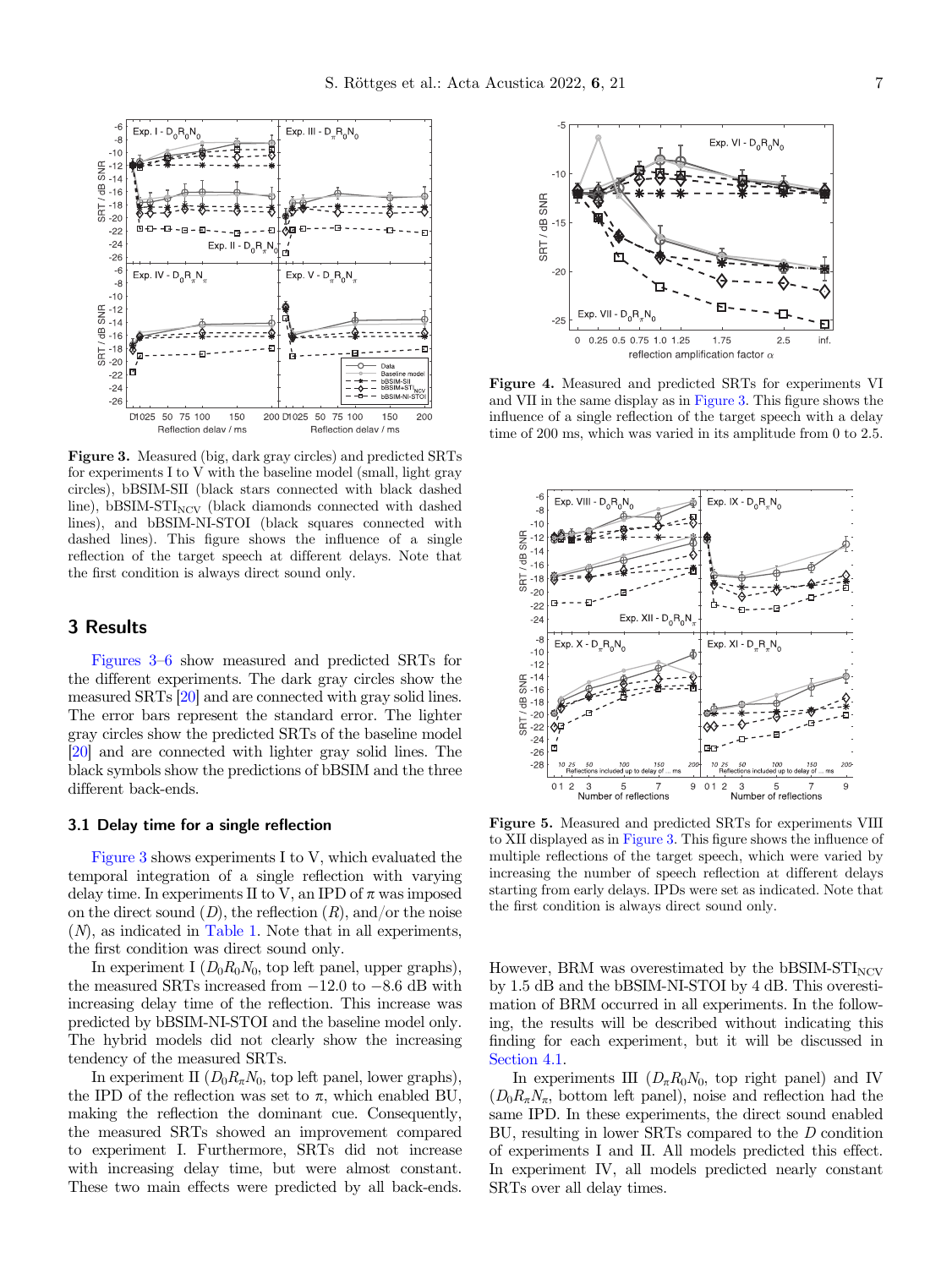Exp. I - $D_0R_0N_0$

Exp. III - $D_\pi R_0N_0$

Exp. II - $D_0R_\pi N_0$

Exp. IV - $D_0R_\pi N_\pi$

Exp. V - $D_\pi R_0N_\pi$

SRT / dB SNR

Reflection delay / ms

Data
Baseline model
bBSIM-SII
bBSIM+STI$_{NCV}$
bBSIM-NI-STOI

**Figure 3.** Measured (big, dark gray circles) and predicted SRTs for experiments I to V with the baseline model (small, light gray circles), bBSIM-SII (black stars connected with black dashed line), bBSIM-STI$_{NCV}$ (black diamonds connected with dashed lines), and bBSIM-NI-STOI (black squares connected with dashed lines). This figure shows the influence of a single reflection of the target speech at different delays. Note that the first condition is always direct sound only.

Exp. VI - $D_0R_0N_0$

Exp. VII - $D_0R_\pi N_0$

SRT / dB SNR

reflection amplification factor $\alpha$

**Figure 4.** Measured and predicted SRTs for experiments VI and VII in the same display as in Figure 3. This figure shows the influence of a single reflection of the target speech with a delay time of 200 ms, which was varied in its amplitude from 0 to 2.5.

Exp. VIII - $D_0R_0N_0$

Exp. IX - $D_0R_\pi N_0$

Exp. XII - $D_0R_0N_\pi$

Exp. X - $D_\pi R_0N_0$

Exp. XI - $D_0R_\pi N_\pi$

SRT / dB SNR

Reflections included up to delay of ... ms

Number of reflections

**Figure 5.** Measured and predicted SRTs for experiments VIII to XII displayed as in Figure 3. This figure shows the influence of multiple reflections of the target speech, which were varied by increasing the number of speech reflection at different delays starting from early delays. IPDs were set as indicated. Note that the first condition is always direct sound only.

## 3 Results

Figures 3–6 show measured and predicted SRTs for the different experiments. The dark gray circles show the measured SRTs [20] and are connected with gray solid lines. The error bars represent the standard error. The lighter gray circles show the predicted SRTs of the baseline model [20] and are connected with lighter gray solid lines. The black symbols show the predictions of bBSIM and the three different back-ends.

### 3.1 Delay time for a single reflection

Figure 3 shows experiments I to V, which evaluated the temporal integration of a single reflection with varying delay time. In experiments II to V, an IPD of $\pi$ was imposed on the direct sound ($D$), the reflection ($R$), and/or the noise ($N$), as indicated in Table 1. Note that in all experiments, the first condition was direct sound only.

In experiment I ($D_0R_0N_0$, top left panel, upper graphs), the measured SRTs increased from −12.0 to −8.6 dB with increasing delay time of the reflection. This increase was predicted by bBSIM-SII and the baseline model only. The hybrid models did not clearly show the increasing tendency of the measured SRTs.

In experiment II ($D_0R_\pi N_0$, top left panel, lower graphs), the IPD of the reflection was set to $\pi$, which enabled BU, making the reflection the dominant cue. Consequently, the measured SRTs showed an improvement compared to experiment I. Furthermore, SRTs did not increase with increasing delay time, but were almost constant. These two main effects were predicted by all back-ends. However, BRM was overestimated by the bBSIM-STI$_{NCV}$ by 1.5 dB and the bBSIM-NI-STOI by 4 dB. This overestimation of BRM occurred in all experiments. In the following, the results will be described without indicating this finding for each experiment, but it will be discussed in Section 4.1.

In experiments III ($D_\pi R_0N_0$, top right panel) and IV ($D_0R_\pi N_\pi$, bottom left panel), noise and reflection had the same IPD. In these experiments, the direct sound enabled BU, resulting in lower SRTs compared to the $D$ condition of experiments I and II. All models predicted this effect. In experiment IV, all models predicted nearly constant SRTs over all delay times.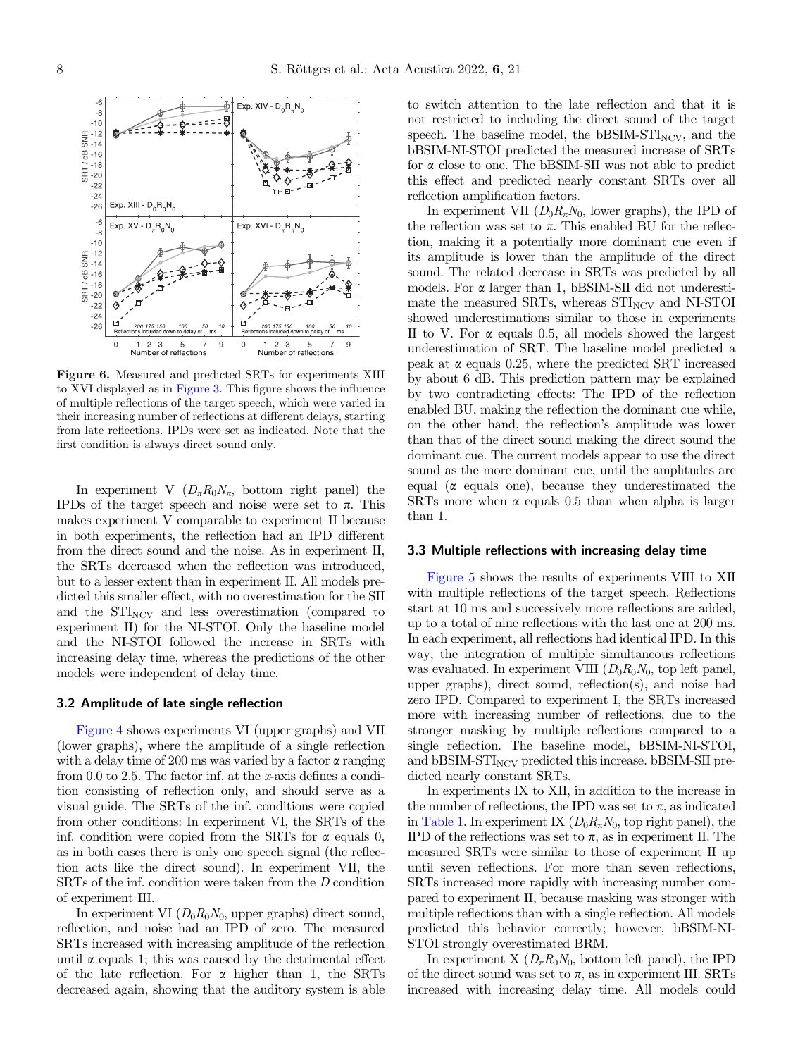**Figure 6.** Measured and predicted SRTs for experiments XIII to XVI displayed as in Figure 3. This figure shows the influence of multiple reflections of the target speech, which were varied in their increasing number of reflections at different delays, starting from late reflections. IPDs were set as indicated. Note that the first condition is always direct sound only.

In experiment V ($D_\pi R_0 N_\pi$, bottom right panel) the IPDs of the target speech and noise were set to $\pi$. This makes experiment V comparable to experiment II because in both experiments, the reflection had an IPD different from the direct sound and the noise. As in experiment II, the SRTs decreased when the reflection was introduced, but to a lesser extent than in experiment II. All models predicted this smaller effect, with no overestimation for the SII and the $\text{STI}_{\text{NCV}}$ and less overestimation (compared to experiment II) for the NI-STOI. Only the baseline model and the NI-STOI followed the increase in SRTs with increasing delay time, whereas the predictions of the other models were independent of delay time.

### 3.2 Amplitude of late single reflection

Figure 4 shows experiments VI (upper graphs) and VII (lower graphs), where the amplitude of a single reflection with a delay time of 200 ms was varied by a factor $\alpha$ ranging from 0.0 to 2.5. The factor inf. at the $x$-axis defines a condition consisting of reflection only, and should serve as a visual guide. The SRTs of the inf. conditions were copied from other conditions: In experiment VI, the SRTs of the inf. condition were copied from the SRTs for $\alpha$ equals 0, as in both cases there is only one speech signal (the reflection acts like the direct sound). In experiment VII, the SRTs of the inf. condition were taken from the $D$ condition of experiment III.

In experiment VI ($D_0 R_0 N_0$, upper graphs) direct sound, reflection, and noise had an IPD of zero. The measured SRTs increased with increasing amplitude of the reflection until $\alpha$ equals 1; this was caused by the detrimental effect of the late reflection. For $\alpha$ higher than 1, the SRTs decreased again, showing that the auditory system is able to switch attention to the late reflection and that it is not restricted to including the direct sound of the target speech. The baseline model, the bBSIM-$\text{STI}_{\text{NCV}}$, and the bBSIM-NI-STOI predicted the measured increase of SRTs for $\alpha$ close to one. The bBSIM-SII was not able to predict this effect and predicted nearly constant SRTs over all reflection amplification factors.

In experiment VII ($D_0 R_\pi N_0$, lower graphs), the IPD of the reflection was set to $\pi$. This enabled BU for the reflection, making it a potentially more dominant cue even if its amplitude is lower than the amplitude of the direct sound. The related decrease in SRTs was predicted by all models. For $\alpha$ larger than 1, bBSIM-SII did not underestimate the measured SRTs, whereas $\text{STI}_{\text{NCV}}$ and NI-STOI showed underestimations similar to those in experiments II to V. For $\alpha$ equals 0.5, all models showed the largest underestimation of SRT. The baseline model predicted a peak at $\alpha$ equals 0.25, where the predicted SRT increased by about 6 dB. This prediction pattern may be explained by two contradicting effects: The IPD of the reflection enabled BU, making the reflection the dominant cue while, on the other hand, the reflection's amplitude was lower than that of the direct sound making the direct sound the dominant cue. The current models appear to use the direct sound as the more dominant cue, until the amplitudes are equal ($\alpha$ equals one), because they underestimated the SRTs more when $\alpha$ equals 0.5 than when alpha is larger than 1.

### 3.3 Multiple reflections with increasing delay time

Figure 5 shows the results of experiments VIII to XII with multiple reflections of the target speech. Reflections start at 10 ms and successively more reflections are added, up to a total of nine reflections with the last one at 200 ms. In each experiment, all reflections had identical IPD. In this way, the integration of multiple simultaneous reflections was evaluated. In experiment VIII ($D_0 R_0 N_0$, top left panel, upper graphs), direct sound, reflection(s), and noise had zero IPD. Compared to experiment I, the SRTs increased more with increasing number of reflections, due to the stronger masking by multiple reflections compared to a single reflection. The baseline model, bBSIM-NI-STOI, and bBSIM-$\text{STI}_{\text{NCV}}$ predicted this increase. bBSIM-SII predicted nearly constant SRTs.

In experiments IX to XII, in addition to the increase in the number of reflections, the IPD was set to $\pi$, as indicated in Table 1. In experiment IX ($D_0 R_\pi N_0$, top right panel), the IPD of the reflections was set to $\pi$, as in experiment II. The measured SRTs were similar to those of experiment II up until seven reflections. For more than seven reflections, SRTs increased more rapidly with increasing number compared to experiment II, because masking was stronger with multiple reflections than with a single reflection. All models predicted this behavior correctly; however, bBSIM-NI-STOI strongly overestimated BRM.

In experiment X ($D_\pi R_0 N_0$, bottom left panel), the IPD of the direct sound was set to $\pi$, as in experiment III. SRTs increased with increasing delay time. All models could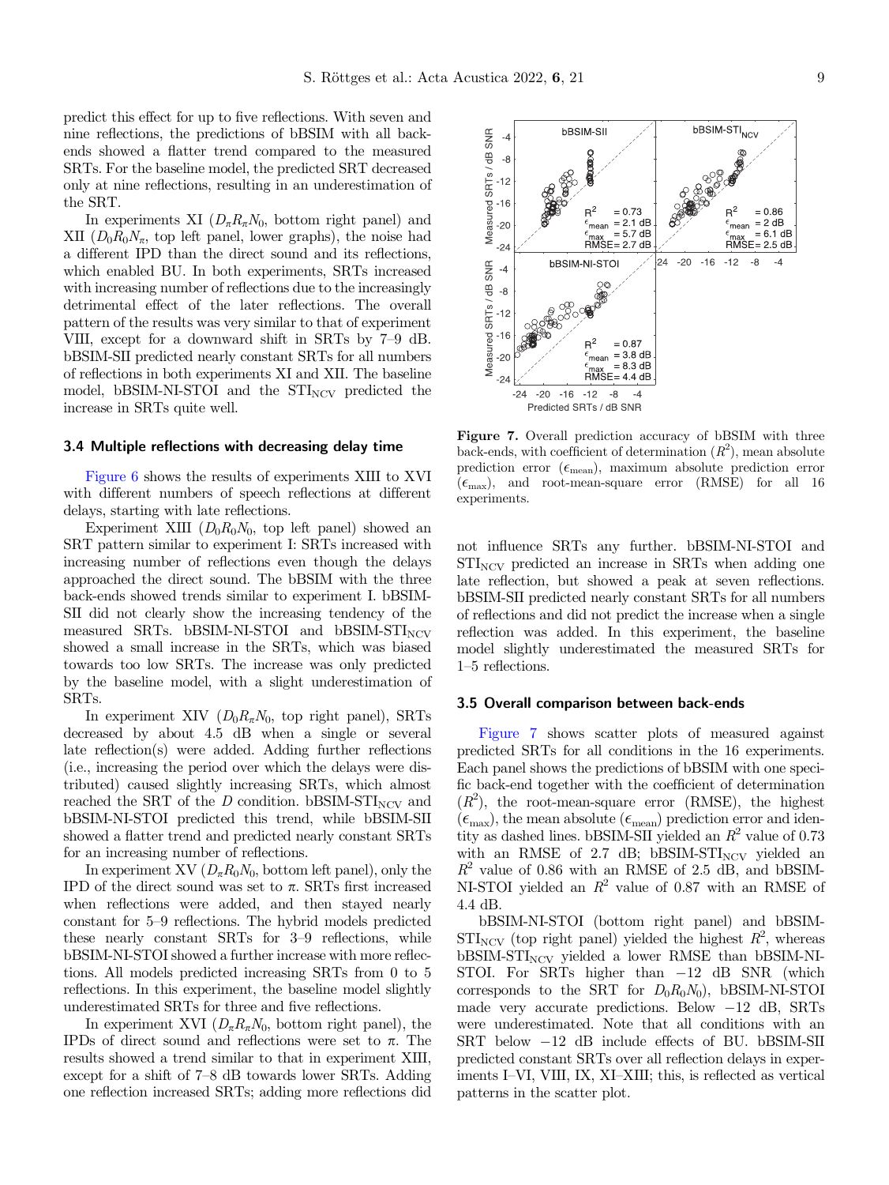predict this effect for up to five reflections. With seven and nine reflections, the predictions of bBSIM with all back-ends showed a flatter trend compared to the measured SRTs. For the baseline model, the predicted SRT decreased only at nine reflections, resulting in an underestimation of the SRT.

In experiments XI ($D_{\pi}R_{\pi}N_0$, bottom right panel) and XII ($D_0R_0N_{\pi}$, top left panel, lower graphs), the noise had a different IPD than the direct sound and its reflections, which enabled BU. In both experiments, SRTs increased with increasing number of reflections due to the increasingly detrimental effect of the later reflections. The overall pattern of the results was very similar to that of experiment VIII, except for a downward shift in SRTs by 7–9 dB. bBSIM-SII predicted nearly constant SRTs for all numbers of reflections in both experiments XI and XII. The baseline model, bBSIM-NI-STOI and the $STI_{NCV}$ predicted the increase in SRTs quite well.

### 3.4 Multiple reflections with decreasing delay time

Figure 6 shows the results of experiments XIII to XVI with different numbers of speech reflections at different delays, starting with late reflections.

Experiment XIII ($D_0R_0N_0$, top left panel) showed an SRT pattern similar to experiment I: SRTs increased with increasing number of reflections even though the delays approached the direct sound. The bBSIM with the three back-ends showed trends similar to experiment I. bBSIM-SII did not clearly show the increasing tendency of the measured SRTs. bBSIM-NI-STOI and bBSIM-$STI_{NCV}$ showed a small increase in the SRTs, which was biased towards too low SRTs. The increase was only predicted by the baseline model, with a slight underestimation of SRTs.

In experiment XIV ($D_0R_{\pi}N_0$, top right panel), SRTs decreased by about 4.5 dB when a single or several late reflection(s) were added. Adding further reflections (i.e., increasing the period over which the delays were distributed) caused slightly increasing SRTs, which almost reached the SRT of the $D$ condition. bBSIM-$STI_{NCV}$ and bBSIM-NI-STOI predicted this trend, while bBSIM-SII showed a flatter trend and predicted nearly constant SRTs for an increasing number of reflections.

In experiment XV ($D_{\pi}R_0N_0$, bottom left panel), only the IPD of the direct sound was set to $\pi$. SRTs first increased when reflections were added, and then stayed nearly constant for 5–9 reflections. The hybrid models predicted these nearly constant SRTs for 3–9 reflections, while bBSIM-NI-STOI showed a further increase with more reflections. All models predicted increasing SRTs from 0 to 5 reflections. In this experiment, the baseline model slightly underestimated SRTs for three and five reflections.

In experiment XVI ($D_{\pi}R_{\pi}N_0$, bottom right panel), the IPDs of direct sound and reflections were set to $\pi$. The results showed a trend similar to that in experiment XIII, except for a shift of 7–8 dB towards lower SRTs. Adding one reflection increased SRTs; adding more reflections did not influence SRTs any further. bBSIM-NI-STOI and $STI_{NCV}$ predicted an increase in SRTs when adding one late reflection, but showed a peak at seven reflections. bBSIM-SII predicted nearly constant SRTs for all numbers of reflections and did not predict the increase when a single reflection was added. In this experiment, the baseline model slightly underestimated the measured SRTs for 1–5 reflections.

bBSIM-SII
$R^2$ = 0.73
$\epsilon_{mean}$ = 2.1 dB
$\epsilon_{max}$ = 5.7 dB
RMSE= 2.7 dB

bBSIM-$STI_{NCV}$
$R^2$ = 0.86
$\epsilon_{mean}$ = 2 dB
$\epsilon_{max}$ = 6.1 dB
RMSE= 2.5 dB

bBSIM-NI-STOI
$R^2$ = 0.87
$\epsilon_{mean}$ = 3.8 dB
$\epsilon_{max}$ = 8.3 dB
RMSE= 4.4 dB

Measured SRTs / dB SNR
Predicted SRTs / dB SNR
-24 -20 -16 -12 -8 -4

**Figure 7.** Overall prediction accuracy of bBSIM with three back-ends, with coefficient of determination ($R^2$), mean absolute prediction error ($\epsilon_{mean}$), maximum absolute prediction error ($\epsilon_{max}$), and root-mean-square error (RMSE) for all 16 experiments.

### 3.5 Overall comparison between back-ends

Figure 7 shows scatter plots of measured against predicted SRTs for all conditions in the 16 experiments. Each panel shows the predictions of bBSIM with one specific back-end together with the coefficient of determination ($R^2$), the root-mean-square error (RMSE), the highest ($\epsilon_{max}$), the mean absolute ($\epsilon_{mean}$) prediction error and identity as dashed lines. bBSIM-SII yielded an $R^2$ value of 0.73 with an RMSE of 2.7 dB; bBSIM-$STI_{NCV}$ yielded an $R^2$ value of 0.86 with an RMSE of 2.5 dB, and bBSIM-NI-STOI yielded an $R^2$ value of 0.87 with an RMSE of 4.4 dB.

bBSIM-NI-STOI (bottom right panel) and bBSIM-$STI_{NCV}$ (top right panel) yielded the highest $R^2$, whereas bBSIM-$STI_{NCV}$ yielded a lower RMSE than bBSIM-NI-STOI. For SRTs higher than −12 dB SNR (which corresponds to the SRT for $D_0R_0N_0$), bBSIM-NI-STOI made very accurate predictions. Below −12 dB, SRTs were underestimated. Note that all conditions with an SRT below −12 dB include effects of BU. bBSIM-SII predicted constant SRTs over all reflection delays in experiments I–VI, VIII, IX, XI–XIII; this, is reflected as vertical patterns in the scatter plot.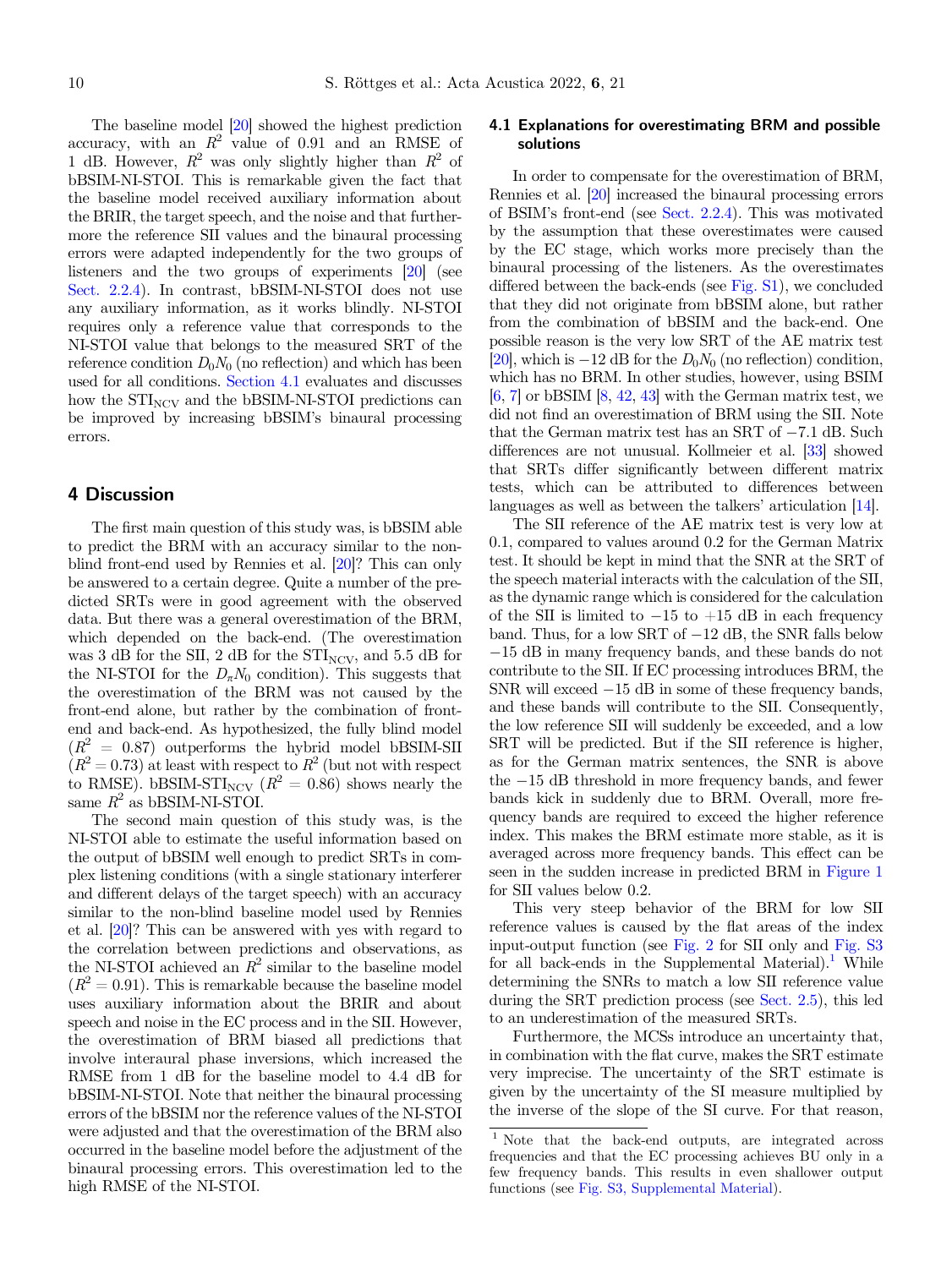The baseline model [20] showed the highest prediction accuracy, with an $R^2$ value of 0.91 and an RMSE of 1 dB. However, $R^2$ was only slightly higher than $R^2$ of bBSIM-NI-STOI. This is remarkable given the fact that the baseline model received auxiliary information about the BRIR, the target speech, and the noise and that furthermore the reference SII values and the binaural processing errors were adapted independently for the two groups of listeners and the two groups of experiments [20] (see Sect. 2.2.4). In contrast, bBSIM-NI-STOI does not use any auxiliary information, as it works blindly. NI-STOI requires only a reference value that corresponds to the NI-STOI value that belongs to the measured SRT of the reference condition $D_0N_0$ (no reflection) and which has been used for all conditions. Section 4.1 evaluates and discusses how the $\mathrm{STI}_{\mathrm{NCV}}$ and the bBSIM-NI-STOI predictions can be improved by increasing bBSIM's binaural processing errors.

## 4 Discussion

The first main question of this study was, is bBSIM able to predict the BRM with an accuracy similar to the non-blind front-end used by Rennies et al. [20]? This can only be answered to a certain degree. Quite a number of the predicted SRTs were in good agreement with the observed data. But there was a general overestimation of the BRM, which depended on the back-end. (The overestimation was 3 dB for the SII, 2 dB for the $\mathrm{STI}_{\mathrm{NCV}}$, and 5.5 dB for the NI-STOI for the $D_\pi N_0$ condition). This suggests that the overestimation of the BRM was not caused by the front-end alone, but rather by the combination of front-end and back-end. As hypothesized, the fully blind model ($R^2$ = 0.87) outperforms the hybrid model bBSIM-SII ($R^2 = 0.73$) at least with respect to $R^2$ (but not with respect to RMSE). bBSIM-$\mathrm{STI}_{\mathrm{NCV}}$ ($R^2$ = 0.86) shows nearly the same $R^2$ as bBSIM-NI-STOI.

The second main question of this study was, is the NI-STOI able to estimate the useful information based on the output of bBSIM well enough to predict SRTs in complex listening conditions (with a single stationary interferer and different delays of the target speech) with an accuracy similar to the non-blind baseline model used by Rennies et al. [20]? This can be answered with yes with regard to the correlation between predictions and observations, as the NI-STOI achieved an $R^2$ similar to the baseline model ($R^2 = 0.91$). This is remarkable because the baseline model uses auxiliary information about the BRIR and about speech and noise in the EC process and in the SII. However, the overestimation of BRM biased all predictions that involve interaural phase inversions, which increased the RMSE from 1 dB for the baseline model to 4.4 dB for bBSIM-NI-STOI. Note that neither the binaural processing errors of the bBSIM nor the reference values of the NI-STOI were adjusted and that the overestimation of the BRM also occurred in the baseline model before the adjustment of the binaural processing errors. This overestimation led to the high RMSE of the NI-STOI.

### 4.1 Explanations for overestimating BRM and possible solutions

In order to compensate for the overestimation of BRM, Rennies et al. [20] increased the binaural processing errors of BSIM's front-end (see Sect. 2.2.4). This was motivated by the assumption that these overestimates were caused by the EC stage, which works more precisely than the binaural processing of the listeners. As the overestimates differed between the back-ends (see Fig. S1), we concluded that they did not originate from bBSIM alone, but rather from the combination of bBSIM and the back-end. One possible reason is the very low SRT of the AE matrix test [20], which is −12 dB for the $D_0N_0$ (no reflection) condition, which has no BRM. In other studies, however, using BSIM [6, 7] or bBSIM [8, 42, 43] with the German matrix test, we did not find an overestimation of BRM using the SII. Note that the German matrix test has an SRT of −7.1 dB. Such differences are not unusual. Kollmeier et al. [33] showed that SRTs differ significantly between different matrix tests, which can be attributed to differences between languages as well as between the talkers' articulation [14].

The SII reference of the AE matrix test is very low at 0.1, compared to values around 0.2 for the German Matrix test. It should be kept in mind that the SNR at the SRT of the speech material interacts with the calculation of the SII, as the dynamic range which is considered for the calculation of the SII is limited to −15 to +15 dB in each frequency band. Thus, for a low SRT of −12 dB, the SNR falls below −15 dB in many frequency bands, and these bands do not contribute to the SII. If EC processing introduces BRM, the SNR will exceed −15 dB in some of these frequency bands, and these bands will contribute to the SII. Consequently, the low reference SII will suddenly be exceeded, and a low SRT will be predicted. But if the SII reference is higher, as for the German matrix sentences, the SNR is above the −15 dB threshold in more frequency bands, and fewer bands kick in suddenly due to BRM. Overall, more frequency bands are required to exceed the higher reference index. This makes the BRM estimate more stable, as it is averaged across more frequency bands. This effect can be seen in the sudden increase in predicted BRM in Figure 1 for SII values below 0.2.

This very steep behavior of the BRM for low SII reference values is caused by the flat areas of the index input-output function (see Fig. 2 for SII only and Fig. S3 for all back-ends in the Supplemental Material).[1] While determining the SNRs to match a low SII reference value during the SRT prediction process (see Sect. 2.5), this led to an underestimation of the measured SRTs.

Furthermore, the MCSs introduce an uncertainty that, in combination with the flat curve, makes the SRT estimate very imprecise. The uncertainty of the SRT estimate is given by the uncertainty of the SI measure multiplied by the inverse of the slope of the SI curve. For that reason,

[1] Note that the back-end outputs, are integrated across frequencies and that the EC processing achieves BU only in a few frequency bands. This results in even shallower output functions (see Fig. S3, Supplemental Material).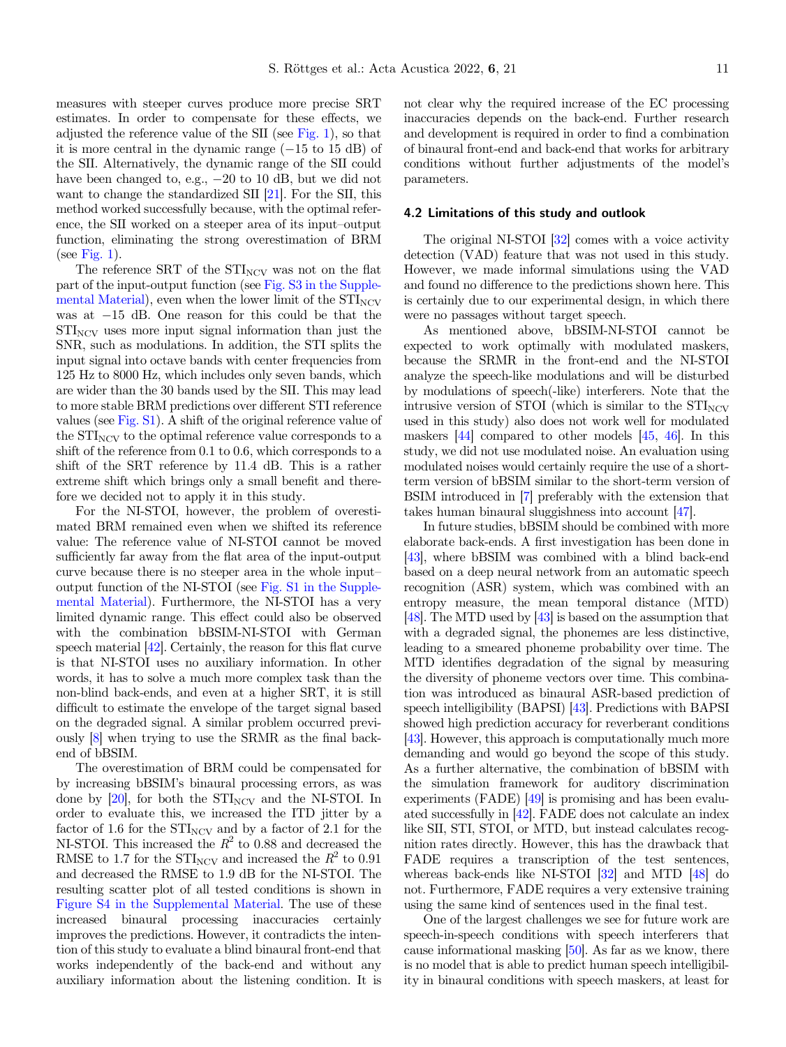measures with steeper curves produce more precise SRT estimates. In order to compensate for these effects, we adjusted the reference value of the SII (see Fig. 1), so that it is more central in the dynamic range (−15 to 15 dB) of the SII. Alternatively, the dynamic range of the SII could have been changed to, e.g., −20 to 10 dB, but we did not want to change the standardized SII [21]. For the SII, this method worked successfully because, with the optimal reference, the SII worked on a steeper area of its input–output function, eliminating the strong overestimation of BRM (see Fig. 1).

The reference SRT of the $STI_{NCV}$ was not on the flat part of the input-output function (see Fig. S3 in the Supplemental Material), even when the lower limit of the $STI_{NCV}$ was at −15 dB. One reason for this could be that the $STI_{NCV}$ uses more input signal information than just the SNR, such as modulations. In addition, the STI splits the input signal into octave bands with center frequencies from 125 Hz to 8000 Hz, which includes only seven bands, which are wider than the 30 bands used by the SII. This may lead to more stable BRM predictions over different STI reference values (see Fig. S1). A shift of the original reference value of the $STI_{NCV}$ to the optimal reference value corresponds to a shift of the reference from 0.1 to 0.6, which corresponds to a shift of the SRT reference by 11.4 dB. This is a rather extreme shift which brings only a small benefit and therefore we decided not to apply it in this study.

For the NI-STOI, however, the problem of overestimated BRM remained even when we shifted its reference value: The reference value of NI-STOI cannot be moved sufficiently far away from the flat area of the input-output curve because there is no steeper area in the whole input–output function of the NI-STOI (see Fig. S1 in the Supplemental Material). Furthermore, the NI-STOI has a very limited dynamic range. This effect could also be observed with the combination bBSIM-NI-STOI with German speech material [42]. Certainly, the reason for this flat curve is that NI-STOI uses no auxiliary information. In other words, it has to solve a much more complex task than the non-blind back-ends, and even at a higher SRT, it is still difficult to estimate the envelope of the target signal based on the degraded signal. A similar problem occurred previously [8] when trying to use the SRMR as the final back-end of bBSIM.

The overestimation of BRM could be compensated for by increasing bBSIM's binaural processing errors, as was done by [20], for both the $STI_{NCV}$ and the NI-STOI. In order to evaluate this, we increased the ITD jitter by a factor of 1.6 for the $STI_{NCV}$ and by a factor of 2.1 for the NI-STOI. This increased the $R^2$ to 0.88 and decreased the RMSE to 1.7 for the $STI_{NCV}$ and increased the $R^2$ to 0.91 and decreased the RMSE to 1.9 dB for the NI-STOI. The resulting scatter plot of all tested conditions is shown in Figure S4 in the Supplemental Material. The use of these increased binaural processing inaccuracies certainly improves the predictions. However, it contradicts the intention of this study to evaluate a blind binaural front-end that works independently of the back-end and without any auxiliary information about the listening condition. It is not clear why the required increase of the EC processing inaccuracies depends on the back-end. Further research and development is required in order to find a combination of binaural front-end and back-end that works for arbitrary conditions without further adjustments of the model's parameters.

### 4.2 Limitations of this study and outlook

The original NI-STOI [32] comes with a voice activity detection (VAD) feature that was not used in this study. However, we made informal simulations using the VAD and found no difference to the predictions shown here. This is certainly due to our experimental design, in which there were no passages without target speech.

As mentioned above, bBSIM-NI-STOI cannot be expected to work optimally with modulated maskers, because the SRMR in the front-end and the NI-STOI analyze the speech-like modulations and will be disturbed by modulations of speech(-like) interferers. Note that the intrusive version of STOI (which is similar to the $STI_{NCV}$ used in this study) also does not work well for modulated maskers [44] compared to other models [45, 46]. In this study, we did not use modulated noise. An evaluation using modulated noises would certainly require the use of a short-term version of bBSIM similar to the short-term version of BSIM introduced in [7] preferably with the extension that takes human binaural sluggishness into account [47].

In future studies, bBSIM should be combined with more elaborate back-ends. A first investigation has been done in [43], where bBSIM was combined with a blind back-end based on a deep neural network from an automatic speech recognition (ASR) system, which was combined with an entropy measure, the mean temporal distance (MTD) [48]. The MTD used by [43] is based on the assumption that with a degraded signal, the phonemes are less distinctive, leading to a smeared phoneme probability over time. The MTD identifies degradation of the signal by measuring the diversity of phoneme vectors over time. This combination was introduced as binaural ASR-based prediction of speech intelligibility (BAPSI) [43]. Predictions with BAPSI showed high prediction accuracy for reverberant conditions [43]. However, this approach is computationally much more demanding and would go beyond the scope of this study. As a further alternative, the combination of bBSIM with the simulation framework for auditory discrimination experiments (FADE) [49] is promising and has been evaluated successfully in [42]. FADE does not calculate an index like SII, STI, STOI, or MTD, but instead calculates recognition rates directly. However, this has the drawback that FADE requires a transcription of the test sentences, whereas back-ends like NI-STOI [32] and MTD [48] do not. Furthermore, FADE requires a very extensive training using the same kind of sentences used in the final test.

One of the largest challenges we see for future work are speech-in-speech conditions with speech interferers that cause informational masking [50]. As far as we know, there is no model that is able to predict human speech intelligibility in binaural conditions with speech maskers, at least for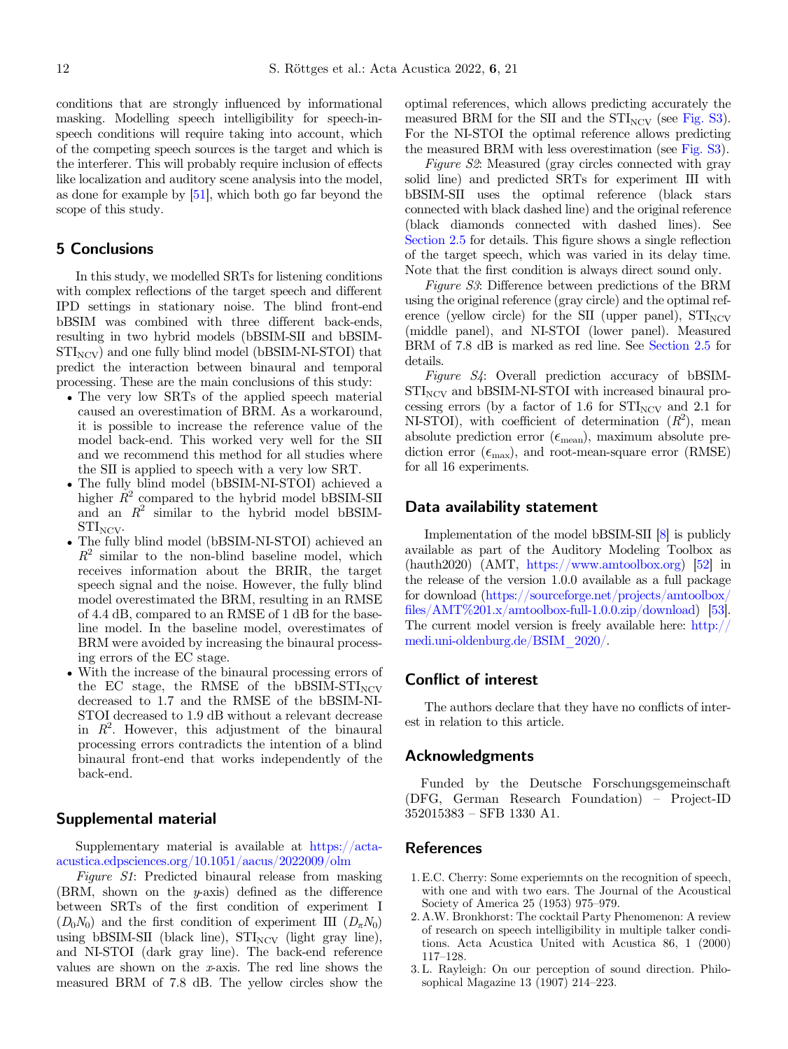conditions that are strongly influenced by informational masking. Modelling speech intelligibility for speech-in-speech conditions will require taking into account, which of the competing speech sources is the target and which is the interferer. This will probably require inclusion of effects like localization and auditory scene analysis into the model, as done for example by [51], which both go far beyond the scope of this study.

## 5 Conclusions

In this study, we modelled SRTs for listening conditions with complex reflections of the target speech and different IPD settings in stationary noise. The blind front-end bBSIM was combined with three different back-ends, resulting in two hybrid models (bBSIM-SII and bBSIM-$STI_{NCV}$) and one fully blind model (bBSIM-NI-STOI) that predict the interaction between binaural and temporal processing. These are the main conclusions of this study:

- The very low SRTs of the applied speech material caused an overestimation of BRM. As a workaround, it is possible to increase the reference value of the model back-end. This worked very well for the SII and we recommend this method for all studies where the SII is applied to speech with a very low SRT.
- The fully blind model (bBSIM-NI-STOI) achieved a higher $R^2$ compared to the hybrid model bBSIM-SII and an $R^2$ similar to the hybrid model bBSIM-$STI_{NCV}$.
- The fully blind model (bBSIM-NI-STOI) achieved an $R^2$ similar to the non-blind baseline model, which receives information about the BRIR, the target speech signal and the noise. However, the fully blind model overestimated the BRM, resulting in an RMSE of 4.4 dB, compared to an RMSE of 1 dB for the baseline model. In the baseline model, overestimates of BRM were avoided by increasing the binaural processing errors of the EC stage.
- With the increase of the binaural processing errors of the EC stage, the RMSE of the bBSIM-$STI_{NCV}$ decreased to 1.7 and the RMSE of the bBSIM-NI-STOI decreased to 1.9 dB without a relevant decrease in $R^2$. However, this adjustment of the binaural processing errors contradicts the intention of a blind binaural front-end that works independently of the back-end.

## Supplemental material

Supplementary material is available at https://acta-acustica.edpsciences.org/10.1051/aacus/2022009/olm

*Figure S1*: Predicted binaural release from masking (BRM, shown on the *y*-axis) defined as the difference between SRTs of the first condition of experiment I ($D_0N_0$) and the first condition of experiment III ($D_\pi N_0$) using bBSIM-SII (black line), $STI_{NCV}$ (light gray line), and NI-STOI (dark gray line). The back-end reference values are shown on the *x*-axis. The red line shows the measured BRM of 7.8 dB. The yellow circles show the optimal references, which allows predicting accurately the measured BRM for the SII and the $STI_{NCV}$ (see Fig. S3). For the NI-STOI the optimal reference allows predicting the measured BRM with less overestimation (see Fig. S3).

*Figure S2*: Measured (gray circles connected with gray solid line) and predicted SRTs for experiment III with bBSIM-SII uses the optimal reference (black stars connected with black dashed line) and the original reference (black diamonds connected with dashed lines). See Section 2.5 for details. This figure shows a single reflection of the target speech, which was varied in its delay time. Note that the first condition is always direct sound only.

*Figure S3*: Difference between predictions of the BRM using the original reference (gray circle) and the optimal reference (yellow circle) for the SII (upper panel), $STI_{NCV}$ (middle panel), and NI-STOI (lower panel). Measured BRM of 7.8 dB is marked as red line. See Section 2.5 for details.

*Figure S4*: Overall prediction accuracy of bBSIM-$STI_{NCV}$ and bBSIM-NI-STOI with increased binaural processing errors (by a factor of 1.6 for $STI_{NCV}$ and 2.1 for NI-STOI), with coefficient of determination ($R^2$), mean absolute prediction error ($\epsilon_{mean}$), maximum absolute prediction error ($\epsilon_{max}$), and root-mean-square error (RMSE) for all 16 experiments.

## Data availability statement

Implementation of the model bBSIM-SII [8] is publicly available as part of the Auditory Modeling Toolbox as (hauth2020) (AMT, https://www.amtoolbox.org) [52] in the release of the version 1.0.0 available as a full package for download (https://sourceforge.net/projects/amtoolbox/files/AMT%201.x/amtoolbox-full-1.0.0.zip/download) [53]. The current model version is freely available here: http://medi.uni-oldenburg.de/BSIM_2020/.

## Conflict of interest

The authors declare that they have no conflicts of interest in relation to this article.

## Acknowledgments

Funded by the Deutsche Forschungsgemeinschaft (DFG, German Research Foundation) – Project-ID 352015383 – SFB 1330 A1.

## References

1. E.C. Cherry: Some experiemnts on the recognition of speech, with one and with two ears. The Journal of the Acoustical Society of America 25 (1953) 975–979.
2. A.W. Bronkhorst: The cocktail Party Phenomenon: A review of research on speech intelligibility in multiple talker conditions. Acta Acustica United with Acustica 86, 1 (2000) 117–128.
3. L. Rayleigh: On our perception of sound direction. Philosophical Magazine 13 (1907) 214–223.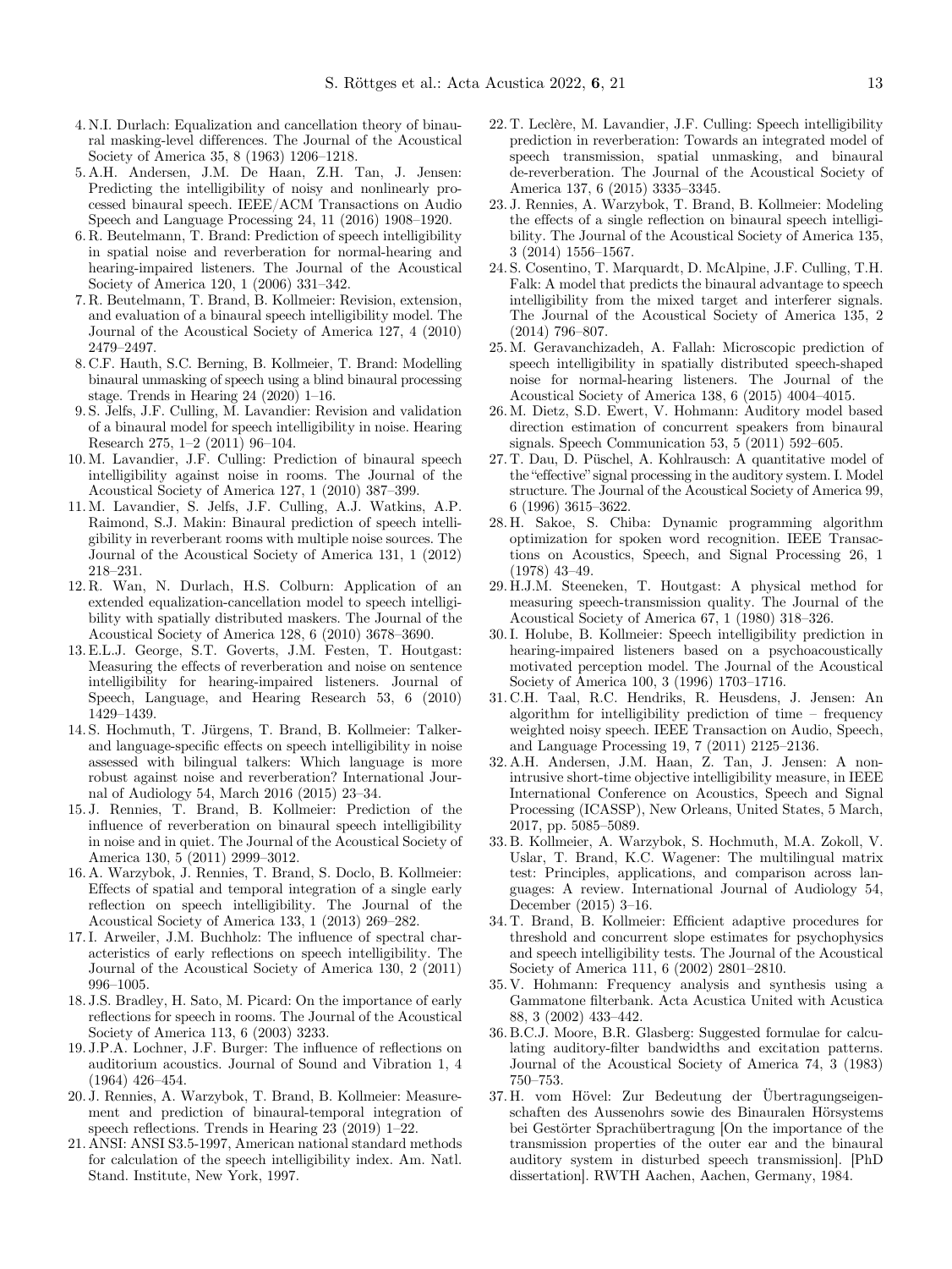4. N.I. Durlach: Equalization and cancellation theory of binaural masking-level differences. The Journal of the Acoustical Society of America 35, 8 (1963) 1206–1218.
5. A.H. Andersen, J.M. De Haan, Z.H. Tan, J. Jensen: Predicting the intelligibility of noisy and nonlinearly processed binaural speech. IEEE/ACM Transactions on Audio Speech and Language Processing 24, 11 (2016) 1908–1920.
6. R. Beutelmann, T. Brand: Prediction of speech intelligibility in spatial noise and reverberation for normal-hearing and hearing-impaired listeners. The Journal of the Acoustical Society of America 120, 1 (2006) 331–342.
7. R. Beutelmann, T. Brand, B. Kollmeier: Revision, extension, and evaluation of a binaural speech intelligibility model. The Journal of the Acoustical Society of America 127, 4 (2010) 2479–2497.
8. C.F. Hauth, S.C. Berning, B. Kollmeier, T. Brand: Modelling binaural unmasking of speech using a blind binaural processing stage. Trends in Hearing 24 (2020) 1–16.
9. S. Jelfs, J.F. Culling, M. Lavandier: Revision and validation of a binaural model for speech intelligibility in noise. Hearing Research 275, 1–2 (2011) 96–104.
10. M. Lavandier, J.F. Culling: Prediction of binaural speech intelligibility against noise in rooms. The Journal of the Acoustical Society of America 127, 1 (2010) 387–399.
11. M. Lavandier, S. Jelfs, J.F. Culling, A.J. Watkins, A.P. Raimond, S.J. Makin: Binaural prediction of speech intelligibility in reverberant rooms with multiple noise sources. The Journal of the Acoustical Society of America 131, 1 (2012) 218–231.
12. R. Wan, N. Durlach, H.S. Colburn: Application of an extended equalization-cancellation model to speech intelligibility with spatially distributed maskers. The Journal of the Acoustical Society of America 128, 6 (2010) 3678–3690.
13. E.L.J. George, S.T. Goverts, J.M. Festen, T. Houtgast: Measuring the effects of reverberation and noise on sentence intelligibility for hearing-impaired listeners. Journal of Speech, Language, and Hearing Research 53, 6 (2010) 1429–1439.
14. S. Hochmuth, T. Jürgens, T. Brand, B. Kollmeier: Talker- and language-specific effects on speech intelligibility in noise assessed with bilingual talkers: Which language is more robust against noise and reverberation? International Journal of Audiology 54, March 2016 (2015) 23–34.
15. J. Rennies, T. Brand, B. Kollmeier: Prediction of the influence of reverberation on binaural speech intelligibility in noise and in quiet. The Journal of the Acoustical Society of America 130, 5 (2011) 2999–3012.
16. A. Warzybok, J. Rennies, T. Brand, S. Doclo, B. Kollmeier: Effects of spatial and temporal integration of a single early reflection on speech intelligibility. The Journal of the Acoustical Society of America 133, 1 (2013) 269–282.
17. I. Arweiler, J.M. Buchholz: The influence of spectral characteristics of early reflections on speech intelligibility. The Journal of the Acoustical Society of America 130, 2 (2011) 996–1005.
18. J.S. Bradley, H. Sato, M. Picard: On the importance of early reflections for speech in rooms. The Journal of the Acoustical Society of America 113, 6 (2003) 3233.
19. J.P.A. Lochner, J.F. Burger: The influence of reflections on auditorium acoustics. Journal of Sound and Vibration 1, 4 (1964) 426–454.
20. J. Rennies, A. Warzybok, T. Brand, B. Kollmeier: Measurement and prediction of binaural-temporal integration of speech reflections. Trends in Hearing 23 (2019) 1–22.
21. ANSI: ANSI S3.5-1997, American national standard methods for calculation of the speech intelligibility index. Am. Natl. Stand. Institute, New York, 1997.
22. T. Leclère, M. Lavandier, J.F. Culling: Speech intelligibility prediction in reverberation: Towards an integrated model of speech transmission, spatial unmasking, and binaural de-reverberation. The Journal of the Acoustical Society of America 137, 6 (2015) 3335–3345.
23. J. Rennies, A. Warzybok, T. Brand, B. Kollmeier: Modeling the effects of a single reflection on binaural speech intelligibility. The Journal of the Acoustical Society of America 135, 3 (2014) 1556–1567.
24. S. Cosentino, T. Marquardt, D. McAlpine, J.F. Culling, T.H. Falk: A model that predicts the binaural advantage to speech intelligibility from the mixed target and interferer signals. The Journal of the Acoustical Society of America 135, 2 (2014) 796–807.
25. M. Geravanchizadeh, A. Fallah: Microscopic prediction of speech intelligibility in spatially distributed speech-shaped noise for normal-hearing listeners. The Journal of the Acoustical Society of America 138, 6 (2015) 4004–4015.
26. M. Dietz, S.D. Ewert, V. Hohmann: Auditory model based direction estimation of concurrent speakers from binaural signals. Speech Communication 53, 5 (2011) 592–605.
27. T. Dau, D. Püschel, A. Kohlrausch: A quantitative model of the "effective" signal processing in the auditory system. I. Model structure. The Journal of the Acoustical Society of America 99, 6 (1996) 3615–3622.
28. H. Sakoe, S. Chiba: Dynamic programming algorithm optimization for spoken word recognition. IEEE Transactions on Acoustics, Speech, and Signal Processing 26, 1 (1978) 43–49.
29. H.J.M. Steeneken, T. Houtgast: A physical method for measuring speech-transmission quality. The Journal of the Acoustical Society of America 67, 1 (1980) 318–326.
30. I. Holube, B. Kollmeier: Speech intelligibility prediction in hearing-impaired listeners based on a psychoacoustically motivated perception model. The Journal of the Acoustical Society of America 100, 3 (1996) 1703–1716.
31. C.H. Taal, R.C. Hendriks, R. Heusdens, J. Jensen: An algorithm for intelligibility prediction of time – frequency weighted noisy speech. IEEE Transaction on Audio, Speech, and Language Processing 19, 7 (2011) 2125–2136.
32. A.H. Andersen, J.M. Haan, Z. Tan, J. Jensen: A non-intrusive short-time objective intelligibility measure, in IEEE International Conference on Acoustics, Speech and Signal Processing (ICASSP), New Orleans, United States, 5 March, 2017, pp. 5085–5089.
33. B. Kollmeier, A. Warzybok, S. Hochmuth, M.A. Zokoll, V. Uslar, T. Brand, K.C. Wagener: The multilingual matrix test: Principles, applications, and comparison across languages: A review. International Journal of Audiology 54, December (2015) 3–16.
34. T. Brand, B. Kollmeier: Efficient adaptive procedures for threshold and concurrent slope estimates for psychophysics and speech intelligibility tests. The Journal of the Acoustical Society of America 111, 6 (2002) 2801–2810.
35. V. Hohmann: Frequency analysis and synthesis using a Gammatone filterbank. Acta Acustica United with Acustica 88, 3 (2002) 433–442.
36. B.C.J. Moore, B.R. Glasberg: Suggested formulae for calculating auditory-filter bandwidths and excitation patterns. Journal of the Acoustical Society of America 74, 3 (1983) 750–753.
37. H. vom Hövel: Zur Bedeutung der Übertragungseigenschaften des Aussenohrs sowie des Binauralen Hörsystems bei Gestörter Sprachübertragung [On the importance of the transmission properties of the outer ear and the binaural auditory system in disturbed speech transmission]. [PhD dissertation]. RWTH Aachen, Aachen, Germany, 1984.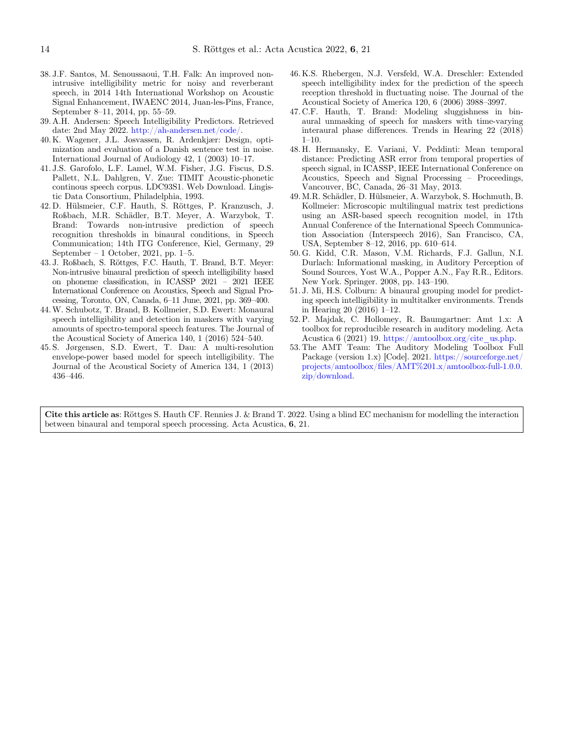38. J.F. Santos, M. Senoussaoui, T.H. Falk: An improved non-intrusive intelligibility metric for noisy and reverberant speech, in 2014 14th International Workshop on Acoustic Signal Enhancement, IWAENC 2014, Juan-les-Pins, France, September 8–11, 2014, pp. 55–59.
39. A.H. Andersen: Speech Intelligibility Predictors. Retrieved date: 2nd May 2022. http://ah-andersen.net/code/.
40. K. Wagener, J.L. Josvassen, R. Ardenkjær: Design, optimization and evaluation of a Danish sentence test in noise. International Journal of Audiology 42, 1 (2003) 10–17.
41. J.S. Garofolo, L.F. Lamel, W.M. Fisher, J.G. Fiscus, D.S. Pallett, N.L. Dahlgren, V. Zue: TIMIT Acoustic-phonetic continous speech corpus. LDC93S1. Web Download. Lingistic Data Consortium, Philadelphia, 1993.
42. D. Hülsmeier, C.F. Hauth, S. Röttges, P. Kranzusch, J. Roßbach, M.R. Schädler, B.T. Meyer, A. Warzybok, T. Brand: Towards non-intrusive prediction of speech recognition thresholds in binaural conditions, in Speech Communication; 14th ITG Conference, Kiel, Germany, 29 September – 1 October, 2021, pp. 1–5.
43. J. Roßbach, S. Röttges, F.C. Hauth, T. Brand, B.T. Meyer: Non-intrusive binaural prediction of speech intelligibility based on phoneme classification, in ICASSP 2021 – 2021 IEEE International Conference on Acoustics, Speech and Signal Processing, Toronto, ON, Canada, 6–11 June, 2021, pp. 369–400.
44. W. Schubotz, T. Brand, B. Kollmeier, S.D. Ewert: Monaural speech intelligibility and detection in maskers with varying amounts of spectro-temporal speech features. The Journal of the Acoustical Society of America 140, 1 (2016) 524–540.
45. S. Jørgensen, S.D. Ewert, T. Dau: A multi-resolution envelope-power based model for speech intelligibility. The Journal of the Acoustical Society of America 134, 1 (2013) 436–446.
46. K.S. Rhebergen, N.J. Versfeld, W.A. Dreschler: Extended speech intelligibility index for the prediction of the speech reception threshold in fluctuating noise. The Journal of the Acoustical Society of America 120, 6 (2006) 3988–3997.
47. C.F. Hauth, T. Brand: Modeling sluggishness in binaural unmasking of speech for maskers with time-varying interaural phase differences. Trends in Hearing 22 (2018) 1–10.
48. H. Hermansky, E. Variani, V. Peddinti: Mean temporal distance: Predicting ASR error from temporal properties of speech signal, in ICASSP, IEEE International Conference on Acoustics, Speech and Signal Processing – Proceedings, Vancouver, BC, Canada, 26–31 May, 2013.
49. M.R. Schädler, D. Hülsmeier, A. Warzybok, S. Hochmuth, B. Kollmeier: Microscopic multilingual matrix test predictions using an ASR-based speech recognition model, in 17th Annual Conference of the International Speech Communication Association (Interspeech 2016), San Francisco, CA, USA, September 8–12, 2016, pp. 610–614.
50. G. Kidd, C.R. Mason, V.M. Richards, F.J. Gallun, N.I. Durlach: Informational masking, in Auditory Perception of Sound Sources, Yost W.A., Popper A.N., Fay R.R., Editors. New York. Springer. 2008, pp. 143–190.
51. J. Mi, H.S. Colburn: A binaural grouping model for predicting speech intelligibility in multitalker environments. Trends in Hearing 20 (2016) 1–12.
52. P. Majdak, C. Hollomey, R. Baumgartner: Amt 1.x: A toolbox for reproducible research in auditory modeling. Acta Acustica 6 (2021) 19. https://amtoolbox.org/cite_us.php.
53. The AMT Team: The Auditory Modeling Toolbox Full Package (version 1.x) [Code]. 2021. https://sourceforge.net/projects/amtoolbox/files/AMT%201.x/amtoolbox-full-1.0.0.zip/download.

**Cite this article as**: Röttges S. Hauth CF. Rennies J. & Brand T. 2022. Using a blind EC mechanism for modelling the interaction between binaural and temporal speech processing. Acta Acustica, **6**, 21.